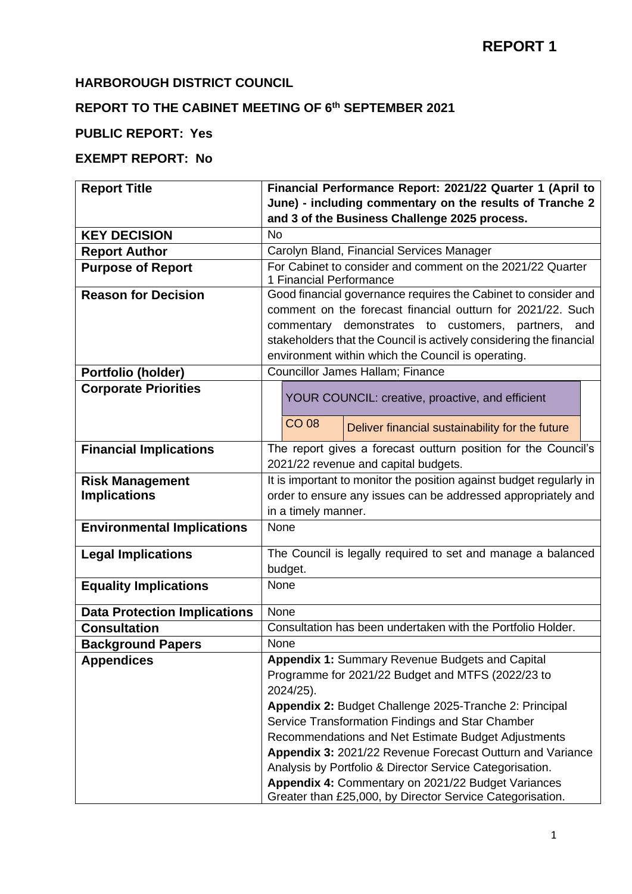# REPORT 1

**HARBOROUGH DISTRICT COUNCIL**

**REPORT TO THE CABINET MEETING OF 6th SEPTEMBER 2021**

**PUBLIC REPORT: Yes**

**EXEMPT REPORT: No**

| | |
|---|---|
| **Report Title** | **Financial Performance Report: 2021/22 Quarter 1 (April to June) - including commentary on the results of Tranche 2 and 3 of the Business Challenge 2025 process.** |
| **KEY DECISION** | No |
| **Report Author** | Carolyn Bland, Financial Services Manager |
| **Purpose of Report** | For Cabinet to consider and comment on the 2021/22 Quarter 1 Financial Performance |
| **Reason for Decision** | Good financial governance requires the Cabinet to consider and comment on the forecast financial outturn for 2021/22. Such commentary demonstrates to customers, partners, and stakeholders that the Council is actively considering the financial environment within which the Council is operating. |
| **Portfolio (holder)** | Councillor James Hallam; Finance |
| **Corporate Priorities** | YOUR COUNCIL: creative, proactive, and efficient<br>CO 08 – Deliver financial sustainability for the future |
| **Financial Implications** | The report gives a forecast outturn position for the Council's 2021/22 revenue and capital budgets. |
| **Risk Management Implications** | It is important to monitor the position against budget regularly in order to ensure any issues can be addressed appropriately and in a timely manner. |
| **Environmental Implications** | None |
| **Legal Implications** | The Council is legally required to set and manage a balanced budget. |
| **Equality Implications** | None |
| **Data Protection Implications** | None |
| **Consultation** | Consultation has been undertaken with the Portfolio Holder. |
| **Background Papers** | None |
| **Appendices** | **Appendix 1:** Summary Revenue Budgets and Capital Programme for 2021/22 Budget and MTFS (2022/23 to 2024/25).<br>**Appendix 2:** Budget Challenge 2025-Tranche 2: Principal Service Transformation Findings and Star Chamber Recommendations and Net Estimate Budget Adjustments<br>**Appendix 3:** 2021/22 Revenue Forecast Outturn and Variance Analysis by Portfolio & Director Service Categorisation.<br>**Appendix 4:** Commentary on 2021/22 Budget Variances Greater than £25,000, by Director Service Categorisation. |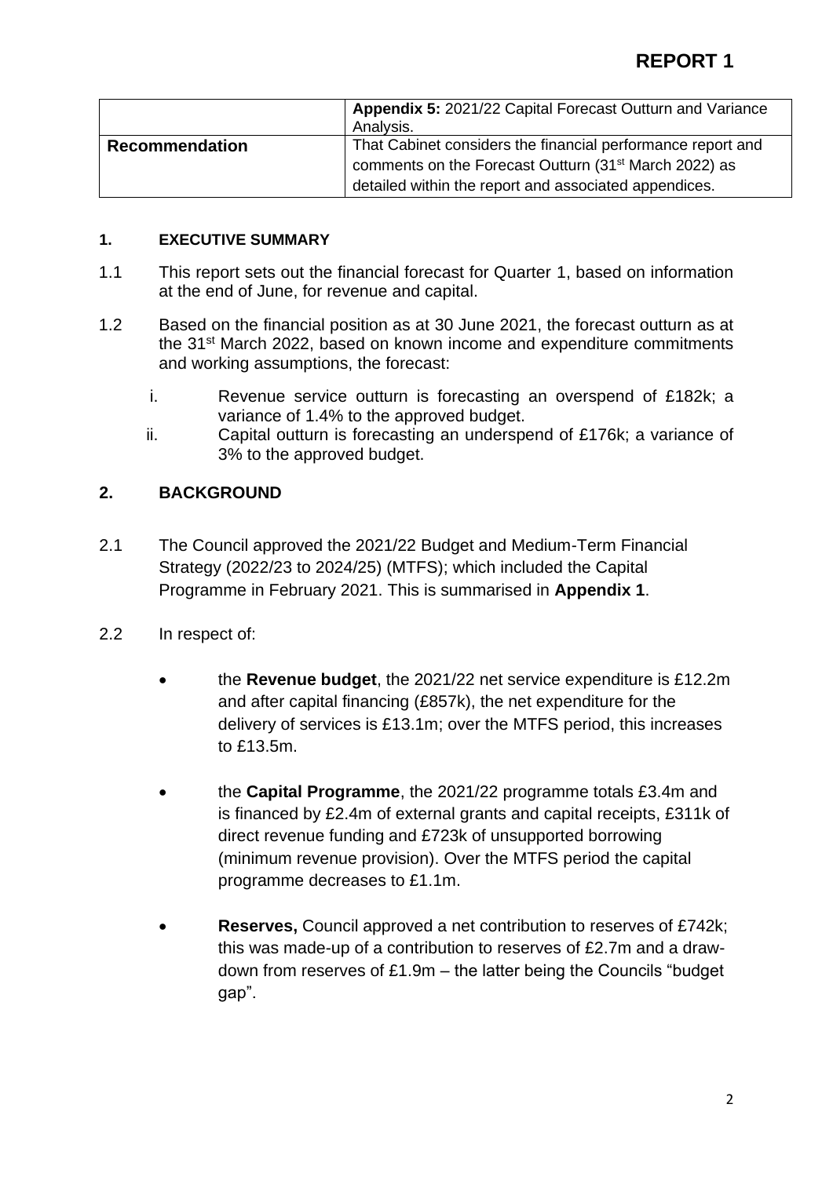# REPORT 1

| | |
|---|---|
| | **Appendix 5:** 2021/22 Capital Forecast Outturn and Variance Analysis. |
| **Recommendation** | That Cabinet considers the financial performance report and comments on the Forecast Outturn (31st March 2022) as detailed within the report and associated appendices. |

## 1. EXECUTIVE SUMMARY

1.1 This report sets out the financial forecast for Quarter 1, based on information at the end of June, for revenue and capital.

1.2 Based on the financial position as at 30 June 2021, the forecast outturn as at the 31st March 2022, based on known income and expenditure commitments and working assumptions, the forecast:

i. Revenue service outturn is forecasting an overspend of £182k; a variance of 1.4% to the approved budget.

ii. Capital outturn is forecasting an underspend of £176k; a variance of 3% to the approved budget.

## 2. BACKGROUND

2.1 The Council approved the 2021/22 Budget and Medium-Term Financial Strategy (2022/23 to 2024/25) (MTFS); which included the Capital Programme in February 2021. This is summarised in **Appendix 1**.

2.2 In respect of:

- the **Revenue budget**, the 2021/22 net service expenditure is £12.2m and after capital financing (£857k), the net expenditure for the delivery of services is £13.1m; over the MTFS period, this increases to £13.5m.

- the **Capital Programme**, the 2021/22 programme totals £3.4m and is financed by £2.4m of external grants and capital receipts, £311k of direct revenue funding and £723k of unsupported borrowing (minimum revenue provision). Over the MTFS period the capital programme decreases to £1.1m.

- **Reserves,** Council approved a net contribution to reserves of £742k; this was made-up of a contribution to reserves of £2.7m and a draw-down from reserves of £1.9m – the latter being the Councils "budget gap".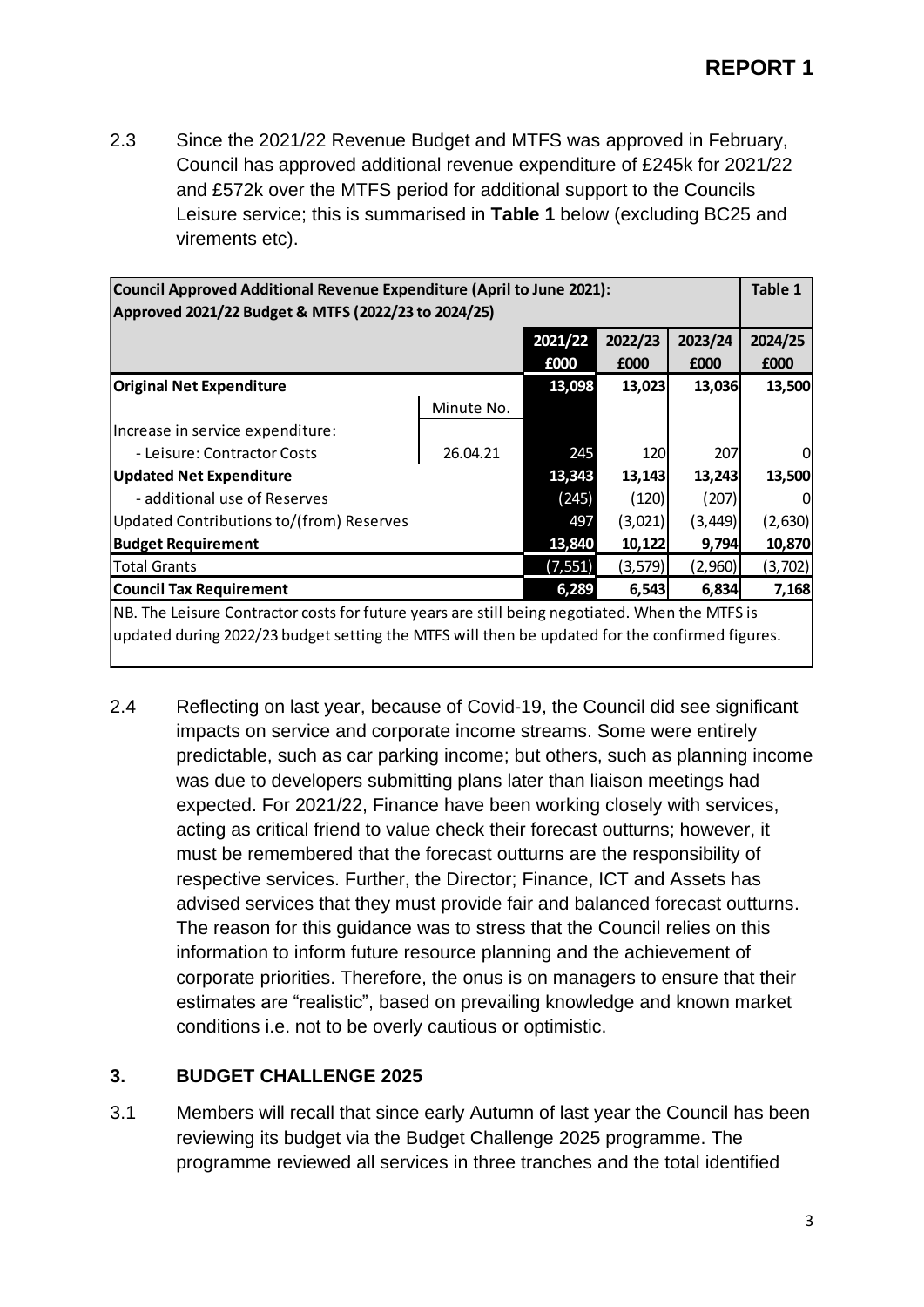**REPORT 1**

2.3 Since the 2021/22 Revenue Budget and MTFS was approved in February, Council has approved additional revenue expenditure of £245k for 2021/22 and £572k over the MTFS period for additional support to the Councils Leisure service; this is summarised in **Table 1** below (excluding BC25 and virements etc).

| **Council Approved Additional Revenue Expenditure (April to June 2021): Approved 2021/22 Budget & MTFS (2022/23 to 2024/25)** | | | | | **Table 1** |
|---|---|---|---|---|---|
| | | **2021/22 £000** | **2022/23 £000** | **2023/24 £000** | **2024/25 £000** |
| **Original Net Expenditure** | | **13,098** | **13,023** | **13,036** | **13,500** |
| | Minute No. | | | | |
| Increase in service expenditure: | | | | | |
| - Leisure: Contractor Costs | 26.04.21 | 245 | 120 | 207 | 0 |
| **Updated Net Expenditure** | | **13,343** | **13,143** | **13,243** | **13,500** |
| - additional use of Reserves | | (245) | (120) | (207) | 0 |
| Updated Contributions to/(from) Reserves | | 497 | (3,021) | (3,449) | (2,630) |
| **Budget Requirement** | | **13,840** | **10,122** | **9,794** | **10,870** |
| Total Grants | | (7,551) | (3,579) | (2,960) | (3,702) |
| **Council Tax Requirement** | | **6,289** | **6,543** | **6,834** | **7,168** |

NB. The Leisure Contractor costs for future years are still being negotiated. When the MTFS is updated during 2022/23 budget setting the MTFS will then be updated for the confirmed figures.

2.4 Reflecting on last year, because of Covid-19, the Council did see significant impacts on service and corporate income streams. Some were entirely predictable, such as car parking income; but others, such as planning income was due to developers submitting plans later than liaison meetings had expected. For 2021/22, Finance have been working closely with services, acting as critical friend to value check their forecast outturns; however, it must be remembered that the forecast outturns are the responsibility of respective services. Further, the Director; Finance, ICT and Assets has advised services that they must provide fair and balanced forecast outturns. The reason for this guidance was to stress that the Council relies on this information to inform future resource planning and the achievement of corporate priorities. Therefore, the onus is on managers to ensure that their estimates are "realistic", based on prevailing knowledge and known market conditions i.e. not to be overly cautious or optimistic.

## 3. BUDGET CHALLENGE 2025

3.1 Members will recall that since early Autumn of last year the Council has been reviewing its budget via the Budget Challenge 2025 programme. The programme reviewed all services in three tranches and the total identified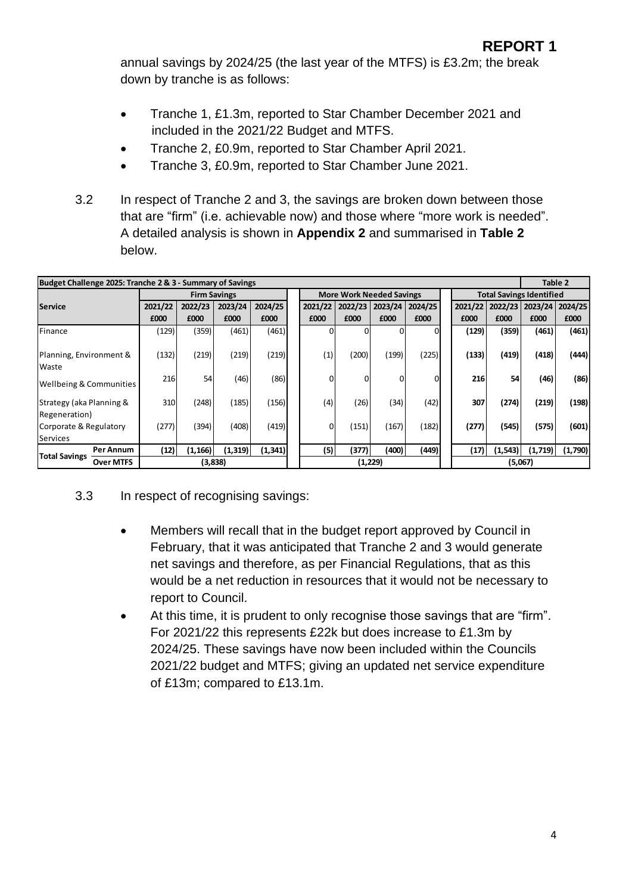annual savings by 2024/25 (the last year of the MTFS) is £3.2m; the break down by tranche is as follows:

- Tranche 1, £1.3m, reported to Star Chamber December 2021 and included in the 2021/22 Budget and MTFS.
- Tranche 2, £0.9m, reported to Star Chamber April 2021.
- Tranche 3, £0.9m, reported to Star Chamber June 2021.

3.2 In respect of Tranche 2 and 3, the savings are broken down between those that are "firm" (i.e. achievable now) and those where "more work is needed". A detailed analysis is shown in **Appendix 2** and summarised in **Table 2** below.

| Budget Challenge 2025: Tranche 2 & 3 - Summary of Savings | | | | | | | | | | | | | Table 2 |
|---|---|---|---|---|---|---|---|---|---|---|---|---|---|
| | | Firm Savings | | | | More Work Needed Savings | | | | Total Savings Identified | | | |
| Service | | 2021/22 £000 | 2022/23 £000 | 2023/24 £000 | 2024/25 £000 | 2021/22 £000 | 2022/23 £000 | 2023/24 £000 | 2024/25 £000 | 2021/22 £000 | 2022/23 £000 | 2023/24 £000 | 2024/25 £000 |
| Finance | | (129) | (359) | (461) | (461) | 0 | 0 | 0 | 0 | **(129)** | **(359)** | **(461)** | **(461)** |
| Planning, Environment & Waste | | (132) | (219) | (219) | (219) | (1) | (200) | (199) | (225) | **(133)** | **(419)** | **(418)** | **(444)** |
| Wellbeing & Communities | | 216 | 54 | (46) | (86) | 0 | 0 | 0 | 0 | **216** | **54** | **(46)** | **(86)** |
| Strategy (aka Planning & Regeneration) | | 310 | (248) | (185) | (156) | (4) | (26) | (34) | (42) | **307** | **(274)** | **(219)** | **(198)** |
| Corporate & Regulatory Services | | (277) | (394) | (408) | (419) | 0 | (151) | (167) | (182) | **(277)** | **(545)** | **(575)** | **(601)** |
| Total Savings | Per Annum | **(12)** | **(1,166)** | **(1,319)** | **(1,341)** | **(5)** | **(377)** | **(400)** | **(449)** | **(17)** | **(1,543)** | **(1,719)** | **(1,790)** |
| | Over MTFS | **(3,838)** | | | | **(1,229)** | | | | **(5,067)** | | | |

3.3 In respect of recognising savings:

- Members will recall that in the budget report approved by Council in February, that it was anticipated that Tranche 2 and 3 would generate net savings and therefore, as per Financial Regulations, that as this would be a net reduction in resources that it would not be necessary to report to Council.
- At this time, it is prudent to only recognise those savings that are "firm". For 2021/22 this represents £22k but does increase to £1.3m by 2024/25. These savings have now been included within the Councils 2021/22 budget and MTFS; giving an updated net service expenditure of £13m; compared to £13.1m.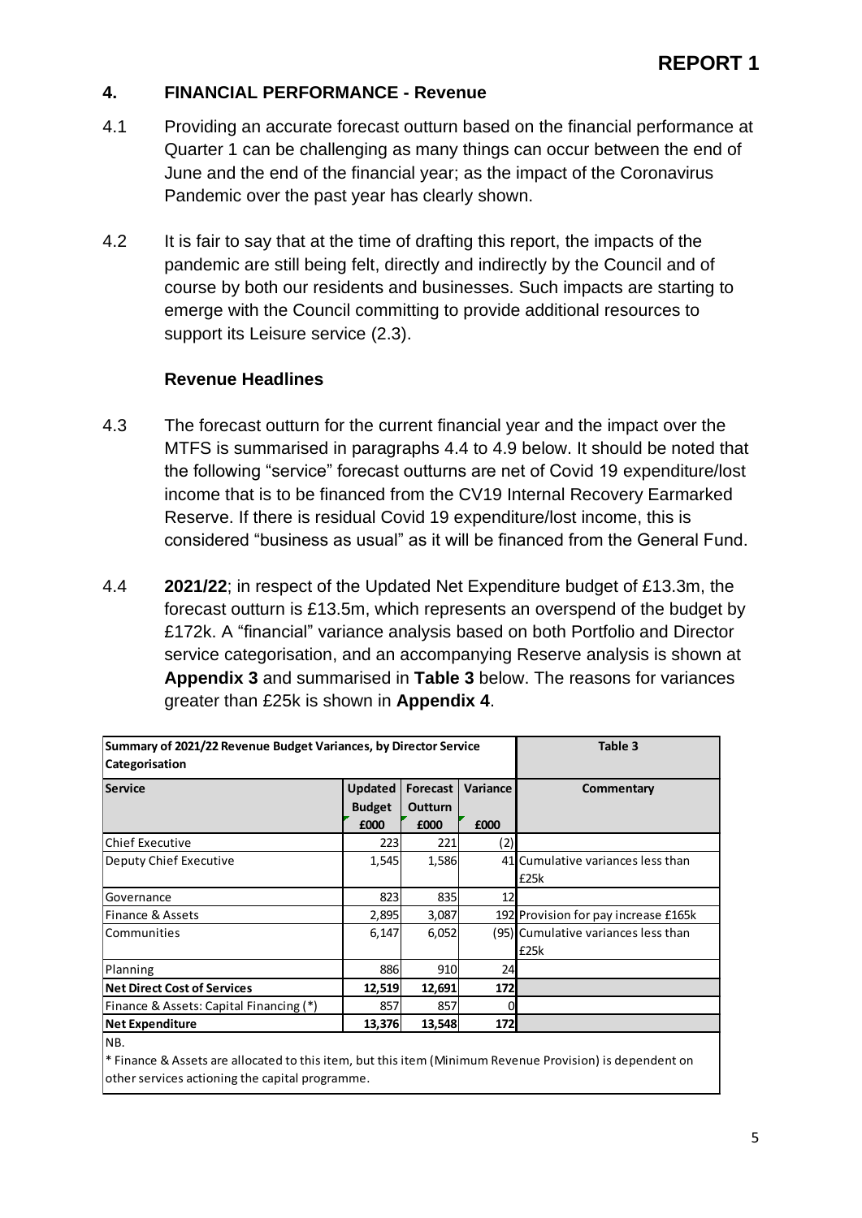**REPORT 1**

## 4. FINANCIAL PERFORMANCE - Revenue

4.1 Providing an accurate forecast outturn based on the financial performance at Quarter 1 can be challenging as many things can occur between the end of June and the end of the financial year; as the impact of the Coronavirus Pandemic over the past year has clearly shown.

4.2 It is fair to say that at the time of drafting this report, the impacts of the pandemic are still being felt, directly and indirectly by the Council and of course by both our residents and businesses. Such impacts are starting to emerge with the Council committing to provide additional resources to support its Leisure service (2.3).

### Revenue Headlines

4.3 The forecast outturn for the current financial year and the impact over the MTFS is summarised in paragraphs 4.4 to 4.9 below. It should be noted that the following "service" forecast outturns are net of Covid 19 expenditure/lost income that is to be financed from the CV19 Internal Recovery Earmarked Reserve. If there is residual Covid 19 expenditure/lost income, this is considered "business as usual" as it will be financed from the General Fund.

4.4 **2021/22**; in respect of the Updated Net Expenditure budget of £13.3m, the forecast outturn is £13.5m, which represents an overspend of the budget by £172k. A "financial" variance analysis based on both Portfolio and Director service categorisation, and an accompanying Reserve analysis is shown at **Appendix 3** and summarised in **Table 3** below. The reasons for variances greater than £25k is shown in **Appendix 4**.

| Summary of 2021/22 Revenue Budget Variances, by Director Service Categorisation | | | | Table 3 |
|---|---|---|---|---|
| **Service** | **Updated Budget £000** | **Forecast Outturn £000** | **Variance £000** | **Commentary** |
| Chief Executive | 223 | 221 | (2) | |
| Deputy Chief Executive | 1,545 | 1,586 | 41 | Cumulative variances less than £25k |
| Governance | 823 | 835 | 12 | |
| Finance & Assets | 2,895 | 3,087 | 192 | Provision for pay increase £165k |
| Communities | 6,147 | 6,052 | (95) | Cumulative variances less than £25k |
| Planning | 886 | 910 | 24 | |
| **Net Direct Cost of Services** | **12,519** | **12,691** | **172** | |
| Finance & Assets: Capital Financing (*) | 857 | 857 | 0 | |
| **Net Expenditure** | **13,376** | **13,548** | **172** | |

NB.
* Finance & Assets are allocated to this item, but this item (Minimum Revenue Provision) is dependent on other services actioning the capital programme.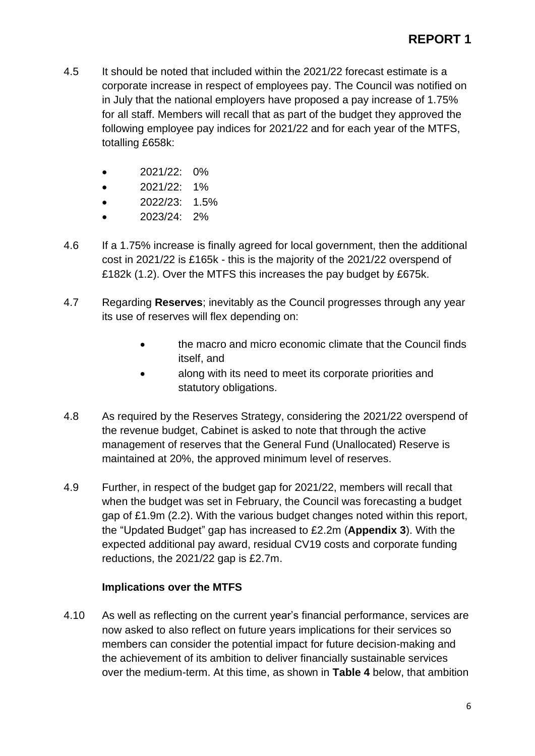**REPORT 1**

4.5 It should be noted that included within the 2021/22 forecast estimate is a corporate increase in respect of employees pay. The Council was notified on in July that the national employers have proposed a pay increase of 1.75% for all staff. Members will recall that as part of the budget they approved the following employee pay indices for 2021/22 and for each year of the MTFS, totalling £658k:

- 2021/22: 0%
- 2021/22: 1%
- 2022/23: 1.5%
- 2023/24: 2%

4.6 If a 1.75% increase is finally agreed for local government, then the additional cost in 2021/22 is £165k - this is the majority of the 2021/22 overspend of £182k (1.2). Over the MTFS this increases the pay budget by £675k.

4.7 Regarding **Reserves**; inevitably as the Council progresses through any year its use of reserves will flex depending on:

- the macro and micro economic climate that the Council finds itself, and
- along with its need to meet its corporate priorities and statutory obligations.

4.8 As required by the Reserves Strategy, considering the 2021/22 overspend of the revenue budget, Cabinet is asked to note that through the active management of reserves that the General Fund (Unallocated) Reserve is maintained at 20%, the approved minimum level of reserves.

4.9 Further, in respect of the budget gap for 2021/22, members will recall that when the budget was set in February, the Council was forecasting a budget gap of £1.9m (2.2). With the various budget changes noted within this report, the "Updated Budget" gap has increased to £2.2m (**Appendix 3**). With the expected additional pay award, residual CV19 costs and corporate funding reductions, the 2021/22 gap is £2.7m.

**Implications over the MTFS**

4.10 As well as reflecting on the current year's financial performance, services are now asked to also reflect on future years implications for their services so members can consider the potential impact for future decision-making and the achievement of its ambition to deliver financially sustainable services over the medium-term. At this time, as shown in **Table 4** below, that ambition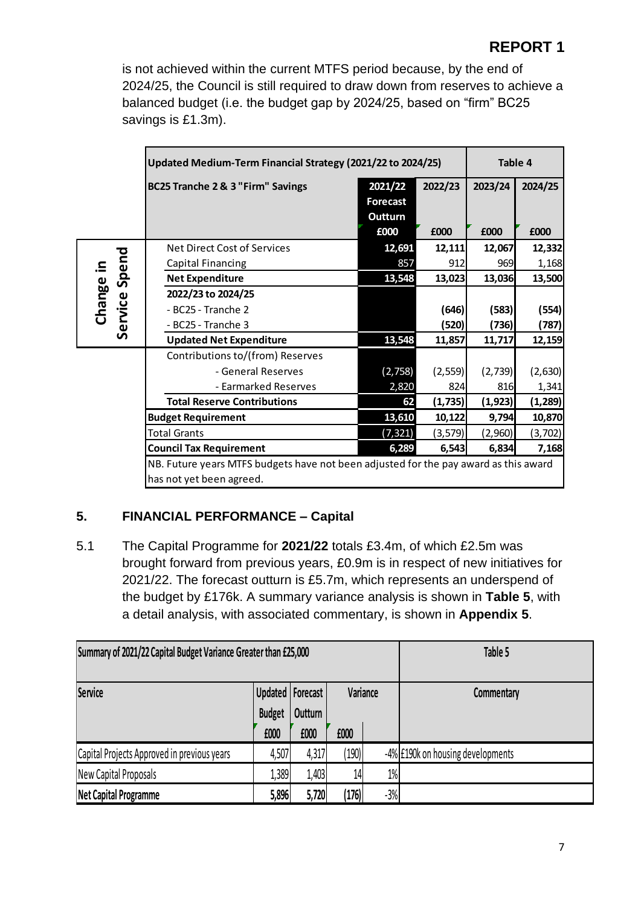REPORT 1

is not achieved within the current MTFS period because, by the end of 2024/25, the Council is still required to draw down from reserves to achieve a balanced budget (i.e. the budget gap by 2024/25, based on "firm" BC25 savings is £1.3m).

| | Updated Medium-Term Financial Strategy (2021/22 to 2024/25) | | | Table 4 | |
|---|---|---|---|---|---|
| | BC25 Tranche 2 & 3 "Firm" Savings | 2021/22 Forecast Outturn £000 | 2022/23 £000 | 2023/24 £000 | 2024/25 £000 |
| Change in Service Spend | Net Direct Cost of Services | 12,691 | 12,111 | 12,067 | 12,332 |
| | Capital Financing | 857 | 912 | 969 | 1,168 |
| | **Net Expenditure** | **13,548** | **13,023** | **13,036** | **13,500** |
| | **2022/23 to 2024/25** | | | | |
| | - BC25 - Tranche 2 | | **(646)** | **(583)** | **(554)** |
| | - BC25 - Tranche 3 | | **(520)** | **(736)** | **(787)** |
| | **Updated Net Expenditure** | **13,548** | **11,857** | **11,717** | **12,159** |
| | Contributions to/(from) Reserves | | | | |
| | - General Reserves | (2,758) | (2,559) | (2,739) | (2,630) |
| | - Earmarked Reserves | 2,820 | 824 | 816 | 1,341 |
| | **Total Reserve Contributions** | **62** | **(1,735)** | **(1,923)** | **(1,289)** |
| | **Budget Requirement** | **13,610** | **10,122** | **9,794** | **10,870** |
| | Total Grants | (7,321) | (3,579) | (2,960) | (3,702) |
| | **Council Tax Requirement** | **6,289** | **6,543** | **6,834** | **7,168** |

NB. Future years MTFS budgets have not been adjusted for the pay award as this award has not yet been agreed.

## 5. FINANCIAL PERFORMANCE – Capital

5.1 The Capital Programme for **2021/22** totals £3.4m, of which £2.5m was brought forward from previous years, £0.9m is in respect of new initiatives for 2021/22. The forecast outturn is £5.7m, which represents an underspend of the budget by £176k. A summary variance analysis is shown in **Table 5**, with a detail analysis, with associated commentary, is shown in **Appendix 5**.

| Summary of 2021/22 Capital Budget Variance Greater than £25,000 | | | | | Table 5 |
|---|---|---|---|---|---|
| Service | Updated Budget £000 | Forecast Outturn £000 | Variance £000 | | Commentary |
| Capital Projects Approved in previous years | 4,507 | 4,317 | (190) | -4% | £190k on housing developments |
| New Capital Proposals | 1,389 | 1,403 | 14 | 1% | |
| **Net Capital Programme** | **5,896** | **5,720** | **(176)** | **-3%** | |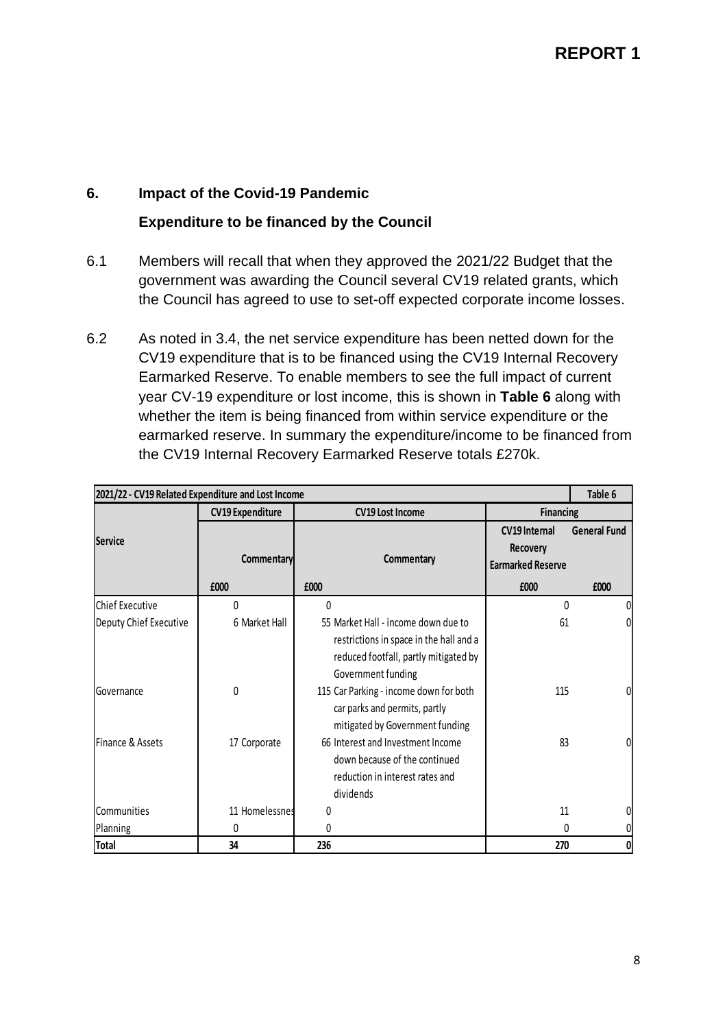**REPORT 1**

## 6. Impact of the Covid-19 Pandemic

### Expenditure to be financed by the Council

6.1 Members will recall that when they approved the 2021/22 Budget that the government was awarding the Council several CV19 related grants, which the Council has agreed to use to set-off expected corporate income losses.

6.2 As noted in 3.4, the net service expenditure has been netted down for the CV19 expenditure that is to be financed using the CV19 Internal Recovery Earmarked Reserve. To enable members to see the full impact of current year CV-19 expenditure or lost income, this is shown in **Table 6** along with whether the item is being financed from within service expenditure or the earmarked reserve. In summary the expenditure/income to be financed from the CV19 Internal Recovery Earmarked Reserve totals £270k.

| 2021/22 - CV19 Related Expenditure and Lost Income | | | | | | Table 6 |
|---|---|---|---|---|---|---|
| Service | CV19 Expenditure | | CV19 Lost Income | | Financing | |
| | £000 | Commentary | £000 | Commentary | CV19 Internal Recovery Earmarked Reserve £000 | General Fund £000 |
| Chief Executive | 0 | | 0 | | 0 | 0 |
| Deputy Chief Executive | 6 | Market Hall | 55 | Market Hall - income down due to restrictions in space in the hall and a reduced footfall, partly mitigated by Government funding | 61 | 0 |
| Governance | 0 | | 115 | Car Parking - income down for both car parks and permits, partly mitigated by Government funding | 115 | 0 |
| Finance & Assets | 17 | Corporate | 66 | Interest and Investment Income down because of the continued reduction in interest rates and dividends | 83 | 0 |
| Communities | 11 | Homelessness | 0 | | 11 | 0 |
| Planning | 0 | | 0 | | 0 | 0 |
| **Total** | **34** | | **236** | | **270** | **0** |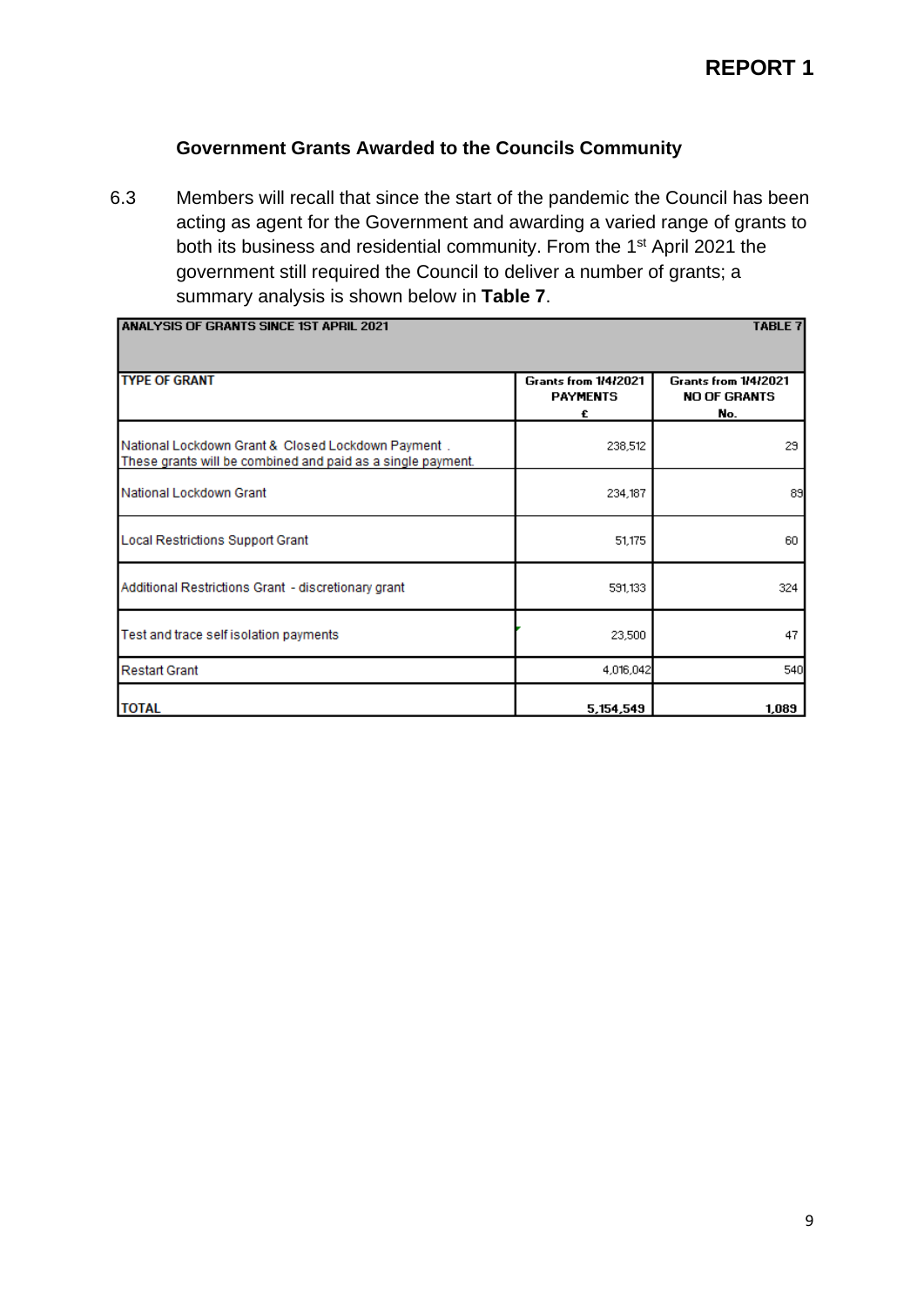REPORT 1

## Government Grants Awarded to the Councils Community

6.3 Members will recall that since the start of the pandemic the Council has been acting as agent for the Government and awarding a varied range of grants to both its business and residential community. From the 1st April 2021 the government still required the Council to deliver a number of grants; a summary analysis is shown below in **Table 7**.

| ANALYSIS OF GRANTS SINCE 1ST APRIL 2021 | | TABLE 7 |
|---|---|---|
| **TYPE OF GRANT** | **Grants from 1/4/2021 PAYMENTS £** | **Grants from 1/4/2021 NO OF GRANTS No.** |
| National Lockdown Grant & Closed Lockdown Payment . These grants will be combined and paid as a single payment. | 238,512 | 29 |
| National Lockdown Grant | 234,187 | 89 |
| Local Restrictions Support Grant | 51,175 | 60 |
| Additional Restrictions Grant - discretionary grant | 591,133 | 324 |
| Test and trace self isolation payments | 23,500 | 47 |
| Restart Grant | 4,016,042 | 540 |
| **TOTAL** | **5,154,549** | **1,089** |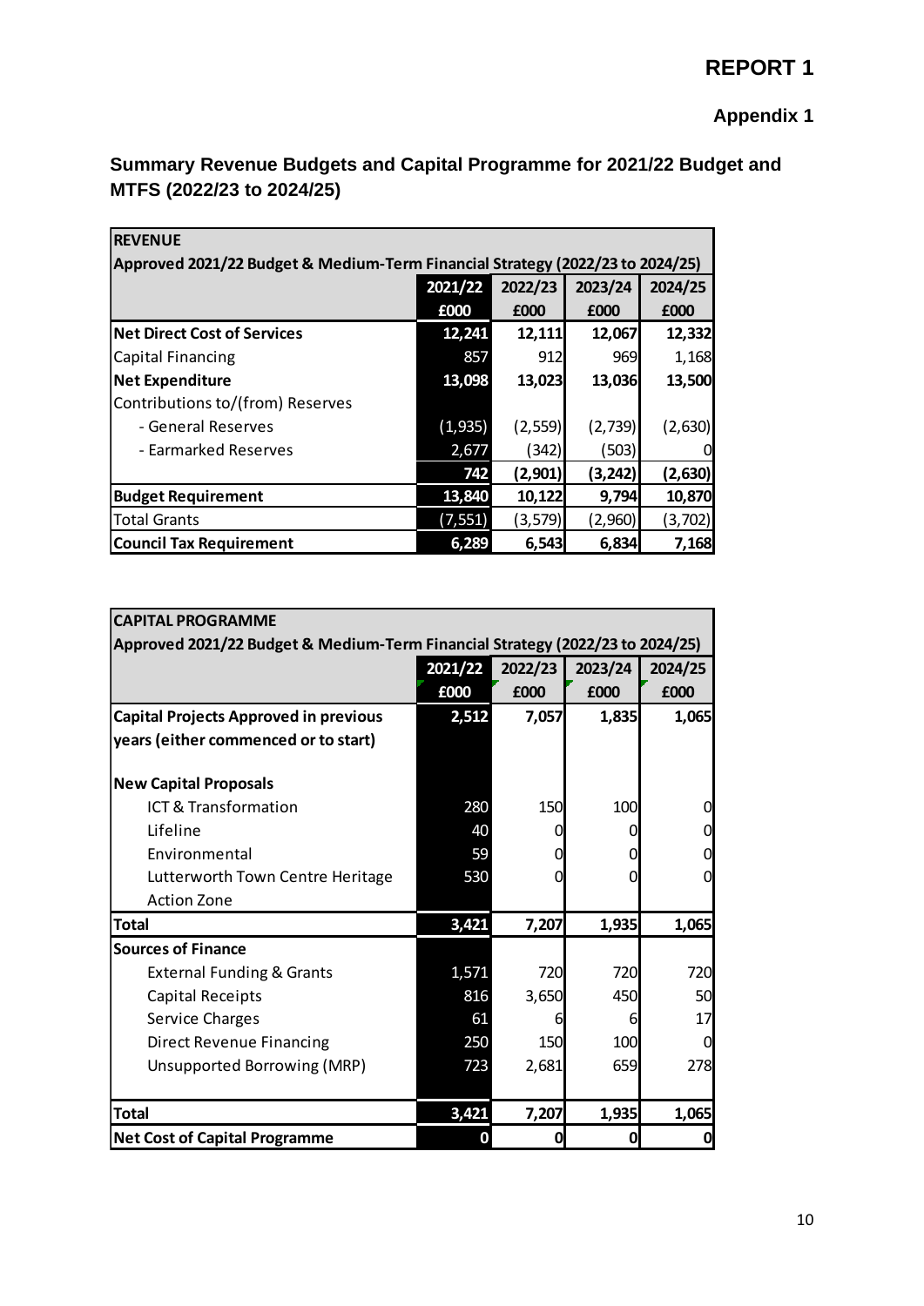# REPORT 1

## Appendix 1

## Summary Revenue Budgets and Capital Programme for 2021/22 Budget and MTFS (2022/23 to 2024/25)

| **REVENUE** | | | | |
|---|---|---|---|---|
| **Approved 2021/22 Budget & Medium-Term Financial Strategy (2022/23 to 2024/25)** | | | | |
| | **2021/22** | **2022/23** | **2023/24** | **2024/25** |
| | **£000** | **£000** | **£000** | **£000** |
| **Net Direct Cost of Services** | **12,241** | **12,111** | **12,067** | **12,332** |
| Capital Financing | 857 | 912 | 969 | 1,168 |
| **Net Expenditure** | **13,098** | **13,023** | **13,036** | **13,500** |
| Contributions to/(from) Reserves | | | | |
| - General Reserves | (1,935) | (2,559) | (2,739) | (2,630) |
| - Earmarked Reserves | 2,677 | (342) | (503) | 0 |
| | **742** | **(2,901)** | **(3,242)** | **(2,630)** |
| **Budget Requirement** | **13,840** | **10,122** | **9,794** | **10,870** |
| Total Grants | (7,551) | (3,579) | (2,960) | (3,702) |
| **Council Tax Requirement** | **6,289** | **6,543** | **6,834** | **7,168** |

| **CAPITAL PROGRAMME** | | | | |
|---|---|---|---|---|
| **Approved 2021/22 Budget & Medium-Term Financial Strategy (2022/23 to 2024/25)** | | | | |
| | **2021/22** | **2022/23** | **2023/24** | **2024/25** |
| | **£000** | **£000** | **£000** | **£000** |
| **Capital Projects Approved in previous years (either commenced or to start)** | **2,512** | **7,057** | **1,835** | **1,065** |
| **New Capital Proposals** | | | | |
| ICT & Transformation | 280 | 150 | 100 | 0 |
| Lifeline | 40 | 0 | 0 | 0 |
| Environmental | 59 | 0 | 0 | 0 |
| Lutterworth Town Centre Heritage Action Zone | 530 | 0 | 0 | 0 |
| **Total** | **3,421** | **7,207** | **1,935** | **1,065** |
| **Sources of Finance** | | | | |
| External Funding & Grants | 1,571 | 720 | 720 | 720 |
| Capital Receipts | 816 | 3,650 | 450 | 50 |
| Service Charges | 61 | 6 | 6 | 17 |
| Direct Revenue Financing | 250 | 150 | 100 | 0 |
| Unsupported Borrowing (MRP) | 723 | 2,681 | 659 | 278 |
| **Total** | **3,421** | **7,207** | **1,935** | **1,065** |
| **Net Cost of Capital Programme** | **0** | **0** | **0** | **0** |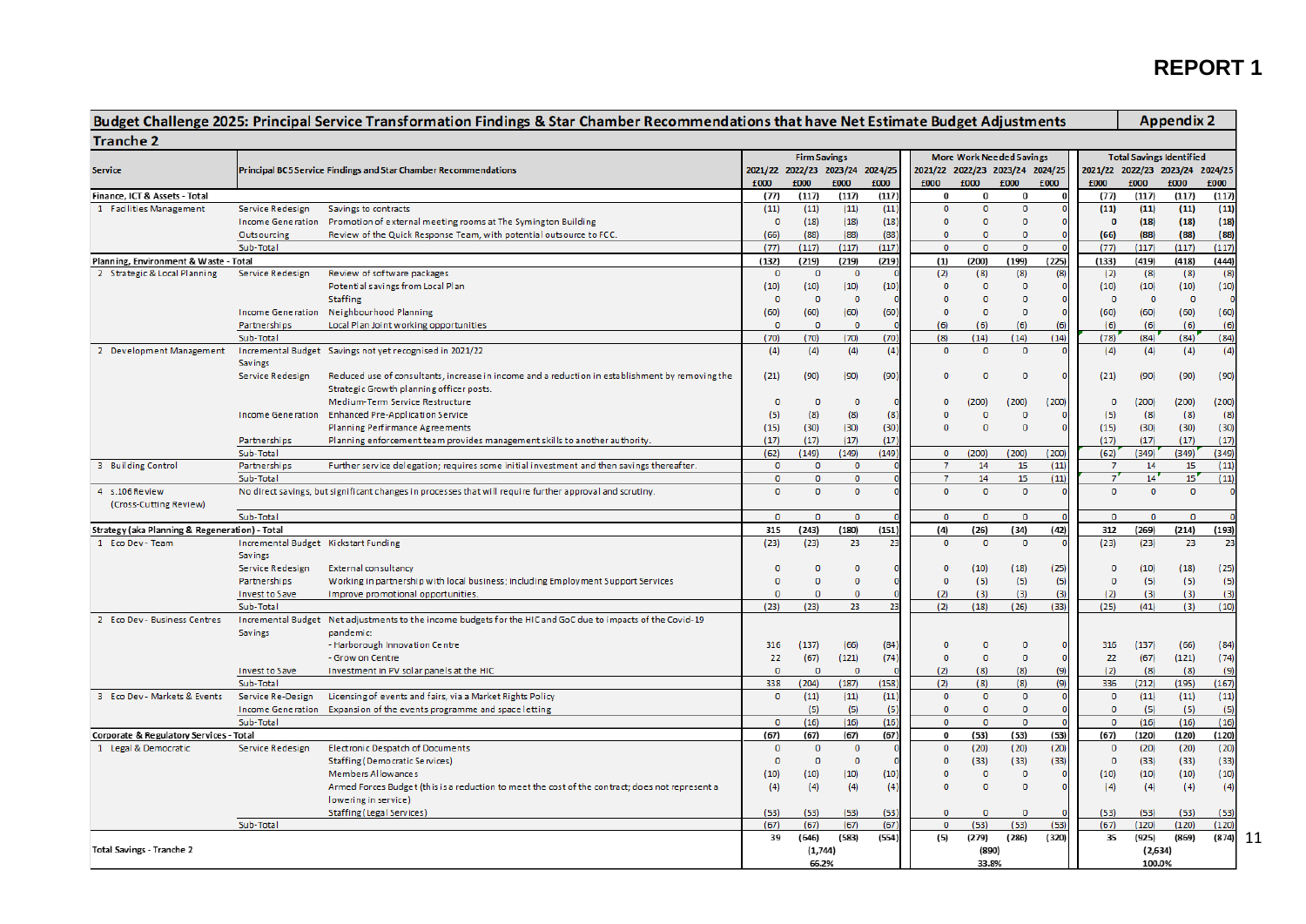# REPORT 1

## Budget Challenge 2025: Principal Service Transformation Findings & Star Chamber Recommendations that have Net Estimate Budget Adjustments — Appendix 2

### Tranche 2

| Service | Principal BC5 Service Findings and Star Chamber Recommendations | | Firm Savings 2021/22 £000 | 2022/23 £000 | 2023/24 £000 | 2024/25 £000 | More Work Needed Savings 2021/22 £000 | 2022/23 £000 | 2023/24 £000 | 2024/25 £000 | Total Savings Identified 2021/22 £000 | 2022/23 £000 | 2023/24 £000 | 2024/25 £000 |
|---|---|---|---|---|---|---|---|---|---|---|---|---|---|---|
| **Finance, ICT & Assets - Total** | | | **(77)** | **(117)** | **(117)** | **(117)** | **0** | **0** | **0** | **0** | **(77)** | **(117)** | **(117)** | **(117)** |
| 1 Facilities Management | Service Redesign | Savings to contracts | (11) | (11) | (11) | (11) | 0 | 0 | 0 | 0 | (11) | (11) | (11) | (11) |
| | Income Generation | Promotion of external meeting rooms at The Symington Building | 0 | (18) | (18) | (18) | 0 | 0 | 0 | 0 | 0 | (18) | (18) | (18) |
| | Outsourcing | Review of the Quick Response Team, with potential outsource to FCC. | (66) | (88) | (88) | (88) | 0 | 0 | 0 | 0 | (66) | (88) | (88) | (88) |
| | Sub-Total | | (77) | (117) | (117) | (117) | 0 | 0 | 0 | 0 | (77) | (117) | (117) | (117) |
| **Planning, Environment & Waste - Total** | | | **(132)** | **(219)** | **(219)** | **(219)** | **(1)** | **(200)** | **(199)** | **(225)** | **(133)** | **(419)** | **(418)** | **(444)** |
| 2 Strategic & Local Planning | Service Redesign | Review of software packages | 0 | 0 | 0 | 0 | (2) | (8) | (8) | (8) | (2) | (8) | (8) | (8) |
| | | Potential savings from Local Plan | (10) | (10) | (10) | (10) | 0 | 0 | 0 | 0 | (10) | (10) | (10) | (10) |
| | | Staffing | 0 | 0 | 0 | 0 | 0 | 0 | 0 | 0 | 0 | 0 | 0 | 0 |
| | Income Generation | Neighbourhood Planning | (60) | (60) | (60) | (60) | 0 | 0 | 0 | 0 | (60) | (60) | (60) | (60) |
| | Partnerships | Local Plan Joint working opportunities | 0 | 0 | 0 | 0 | (6) | (6) | (6) | (6) | (6) | (6) | (6) | (6) |
| | Sub-Total | | (70) | (70) | (70) | (70) | (8) | (14) | (14) | (14) | (78) | (84) | (84) | (84) |
| 2 Development Management | Incremental Budget Savings | Savings not yet recognised in 2021/22 | (4) | (4) | (4) | (4) | 0 | 0 | 0 | 0 | (4) | (4) | (4) | (4) |
| | Service Redesign | Reduced use of consultants, increase in income and a reduction in establishment by removing the Strategic Growth planning officer posts. | (21) | (90) | (90) | (90) | 0 | 0 | 0 | 0 | (21) | (90) | (90) | (90) |
| | | Medium-Term Service Restructure | 0 | 0 | 0 | 0 | 0 | (200) | (200) | (200) | 0 | (200) | (200) | (200) |
| | Income Generation | Enhanced Pre-Application Service | (5) | (8) | (8) | (8) | 0 | 0 | 0 | 0 | (5) | (8) | (8) | (8) |
| | | Planning Performance Agreements | (15) | (30) | (30) | (30) | 0 | 0 | 0 | 0 | (15) | (30) | (30) | (30) |
| | Partnerships | Planning enforcement team provides management skills to another authority. | (17) | (17) | (17) | (17) | | | | | (17) | (17) | (17) | (17) |
| | Sub-Total | | (62) | (149) | (149) | (149) | 0 | (200) | (200) | (200) | (62) | (349) | (349) | (349) |
| 3 Building Control | Partnerships | Further service delegation; requires some initial investment and then savings thereafter. | 0 | 0 | 0 | 0 | 7 | 14 | 15 | (11) | 7 | 14 | 15 | (11) |
| | Sub-Total | | 0 | 0 | 0 | 0 | 7 | 14 | 15 | (11) | 7 | 14 | 15 | (11) |
| 4 s.106 Review (Cross-Cutting Review) | No direct savings, but significant changes in processes that will require further approval and scrutiny. | | 0 | 0 | 0 | 0 | 0 | 0 | 0 | 0 | 0 | 0 | 0 | 0 |
| | Sub-Total | | 0 | 0 | 0 | 0 | 0 | 0 | 0 | 0 | 0 | 0 | 0 | 0 |
| **Strategy (aka Planning & Regeneration) - Total** | | | **315** | **(243)** | **(180)** | **(151)** | **(4)** | **(26)** | **(34)** | **(42)** | **312** | **(269)** | **(214)** | **(193)** |
| 1 Eco Dev - Team | Incremental Budget Savings | Kickstart Funding | (23) | (23) | 23 | 23 | 0 | 0 | 0 | 0 | (23) | (23) | 23 | 23 |
| | Service Redesign | External consultancy | 0 | 0 | 0 | 0 | 0 | (10) | (18) | (25) | 0 | (10) | (18) | (25) |
| | Partnerships | Working in partnership with local business; including Employment Support Services | 0 | 0 | 0 | 0 | 0 | (5) | (5) | (5) | 0 | (5) | (5) | (5) |
| | Invest to Save | Improve promotional opportunities. | 0 | 0 | 0 | 0 | (2) | (3) | (3) | (3) | (2) | (3) | (3) | (3) |
| | Sub-Total | | (23) | (23) | 23 | 23 | (2) | (18) | (26) | (33) | (25) | (41) | (3) | (10) |
| 2 Eco Dev - Business Centres | Incremental Budget Savings | Net adjustments to the income budgets for the HIC and GoC due to impacts of the Covid-19 pandemic: | | | | | | | | | | | | |
| | | - Harborough Innovation Centre | 316 | (137) | (66) | (84) | 0 | 0 | 0 | 0 | 316 | (137) | (66) | (84) |
| | | - Grow on Centre | 22 | (67) | (121) | (74) | 0 | 0 | 0 | 0 | 22 | (67) | (121) | (74) |
| | Invest to Save | Investment in PV solar panels at the HIC | 0 | 0 | 0 | 0 | (2) | (8) | (8) | (9) | (2) | (8) | (8) | (9) |
| | Sub-Total | | 338 | (204) | (187) | (158) | (2) | (8) | (8) | (9) | 336 | (212) | (195) | (167) |
| 3 Eco Dev - Markets & Events | Service Re-Design | Licensing of events and fairs, via a Market Rights Policy | 0 | (11) | (11) | (11) | 0 | 0 | 0 | 0 | 0 | (11) | (11) | (11) |
| | Income Generation | Expansion of the events programme and space letting | | (5) | (5) | (5) | 0 | 0 | 0 | 0 | 0 | (5) | (5) | (5) |
| | Sub-Total | | 0 | (16) | (16) | (16) | 0 | 0 | 0 | 0 | 0 | (16) | (16) | (16) |
| **Corporate & Regulatory Services - Total** | | | **(67)** | **(67)** | **(67)** | **(67)** | **0** | **(53)** | **(53)** | **(53)** | **(67)** | **(120)** | **(120)** | **(120)** |
| 1 Legal & Democratic | Service Redesign | Electronic Despatch of Documents | 0 | 0 | 0 | 0 | 0 | (20) | (20) | (20) | 0 | (20) | (20) | (20) |
| | | Staffing (Democratic Services) | 0 | 0 | 0 | 0 | 0 | (33) | (33) | (33) | 0 | (33) | (33) | (33) |
| | | Members Allowances | (10) | (10) | (10) | (10) | 0 | 0 | 0 | 0 | (10) | (10) | (10) | (10) |
| | | Armed Forces Budget (this is a reduction to meet the cost of the contract; does not represent a lowering in service) | (4) | (4) | (4) | (4) | 0 | 0 | 0 | 0 | (4) | (4) | (4) | (4) |
| | | Staffing (Legal Services) | (53) | (53) | (53) | (53) | 0 | 0 | 0 | 0 | (53) | (53) | (53) | (53) |
| | Sub-Total | | (67) | (67) | (67) | (67) | 0 | (53) | (53) | (53) | (67) | (120) | (120) | (120) |
| **Total Savings - Tranche 2** | | | 39 | (646) | (583) | (554) | (5) | (279) | (286) | (320) | 35 | (925) | (869) | (874) |
| | | | | (1,744) | | | | (890) | | | | (2,634) | | |
| | | | | 66.2% | | | | 33.8% | | | | 100.0% | | |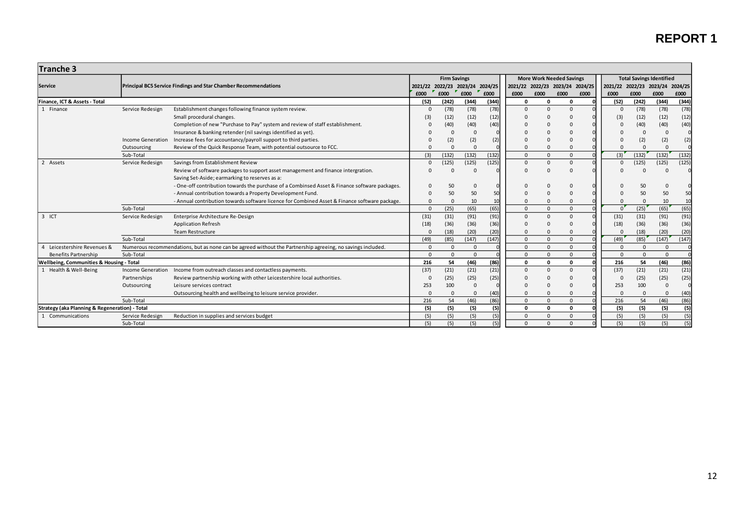# REPORT 1

## Tranche 3

| Service | Principal BCS Service Findings and Star Chamber Recommendations | | Firm Savings | | | | More Work Needed Savings | | | | Total Savings Identified | | | |
|---|---|---|---|---|---|---|---|---|---|---|---|---|---|---|
| | | | 2021/22 | 2022/23 | 2023/24 | 2024/25 | 2021/22 | 2022/23 | 2023/24 | 2024/25 | 2021/22 | 2022/23 | 2023/24 | 2024/25 |
| | | | £000 | £000 | £000 | £000 | £000 | £000 | £000 | £000 | £000 | £000 | £000 | £000 |
| **Finance, ICT & Assets - Total** | | | **(52)** | **(242)** | **(344)** | **(344)** | **0** | **0** | **0** | **0** | **(52)** | **(242)** | **(344)** | **(344)** |
| 1 Finance | Service Redesign | Establishment changes following finance system review. | 0 | (78) | (78) | (78) | 0 | 0 | 0 | 0 | 0 | (78) | (78) | (78) |
| | | Small procedural changes. | (3) | (12) | (12) | (12) | 0 | 0 | 0 | 0 | (3) | (12) | (12) | (12) |
| | | Completion of new "Purchase to Pay" system and review of staff establishment. | 0 | (40) | (40) | (40) | 0 | 0 | 0 | 0 | 0 | (40) | (40) | (40) |
| | | Insurance & banking retender (nil savings identified as yet). | 0 | 0 | 0 | 0 | 0 | 0 | 0 | 0 | 0 | 0 | 0 | 0 |
| | Income Generation | Increase fees for accountancy/payroll support to third parties. | 0 | (2) | (2) | (2) | 0 | 0 | 0 | 0 | 0 | (2) | (2) | (2) |
| | Outsourcing | Review of the Quick Response Team, with potential outsource to FCC. | 0 | 0 | 0 | 0 | 0 | 0 | 0 | 0 | 0 | 0 | 0 | 0 |
| | Sub-Total | | (3) | (132) | (132) | (132) | 0 | 0 | 0 | 0 | (3) | (132) | (132) | (132) |
| 2 Assets | Service Redesign | Savings from Establishment Review | 0 | (125) | (125) | (125) | 0 | 0 | 0 | 0 | 0 | (125) | (125) | (125) |
| | | Review of software packages to support asset management and finance intergration. | 0 | 0 | 0 | 0 | 0 | 0 | 0 | 0 | 0 | 0 | 0 | 0 |
| | | Saving Set-Aside; earmarking to reserves as a: | | | | | | | | | | | | |
| | | - One-off contribution towards the purchase of a Combinsed Asset & Finance software packages. | 0 | 50 | 0 | 0 | 0 | 0 | 0 | 0 | 0 | 50 | 0 | 0 |
| | | - Annual contribution towards a Property Development Fund. | 0 | 50 | 50 | 50 | 0 | 0 | 0 | 0 | 0 | 50 | 50 | 50 |
| | | - Annual contribution towards software licence for Combined Asset & Finance software package. | 0 | 0 | 10 | 10 | 0 | 0 | 0 | 0 | 0 | 0 | 10 | 10 |
| | Sub-Total | | 0 | (25) | (65) | (65) | 0 | 0 | 0 | 0 | 0 | (25) | (65) | (65) |
| 3 ICT | Service Redesign | Enterprise Architecture Re-Design | (31) | (31) | (91) | (91) | 0 | 0 | 0 | 0 | (31) | (31) | (91) | (91) |
| | | Application Refresh | (18) | (36) | (36) | (36) | 0 | 0 | 0 | 0 | (18) | (36) | (36) | (36) |
| | | Team Restructure | 0 | (18) | (20) | (20) | 0 | 0 | 0 | 0 | 0 | (18) | (20) | (20) |
| | Sub-Total | | (49) | (85) | (147) | (147) | 0 | 0 | 0 | 0 | (49) | (85) | (147) | (147) |
| 4 Leicestershire Revenues & | Numerous recommendations, but as none can be agreed without the Partnership agreeing, no savings included. | | 0 | 0 | 0 | 0 | 0 | 0 | 0 | 0 | 0 | 0 | 0 | 0 |
| Benefits Partnership | Sub-Total | | 0 | 0 | 0 | 0 | 0 | 0 | 0 | 0 | 0 | 0 | 0 | 0 |
| **Wellbeing, Communities & Housing - Total** | | | **216** | **54** | **(46)** | **(86)** | **0** | **0** | **0** | **0** | **216** | **54** | **(46)** | **(86)** |
| 1 Health & Well-Being | Income Generation | Income from outreach classes and contactless payments. | (37) | (21) | (21) | (21) | 0 | 0 | 0 | 0 | (37) | (21) | (21) | (21) |
| | Partnerships | Review partnership working with other Leicestershire local authorities. | 0 | (25) | (25) | (25) | 0 | 0 | 0 | 0 | 0 | (25) | (25) | (25) |
| | Outsourcing | Leisure services contract | 253 | 100 | 0 | 0 | 0 | 0 | 0 | 0 | 253 | 100 | 0 | 0 |
| | | Outsourcing health and wellbeing to leisure service provider. | 0 | 0 | 0 | (40) | 0 | 0 | 0 | 0 | 0 | 0 | 0 | (40) |
| | Sub-Total | | 216 | 54 | (46) | (86) | 0 | 0 | 0 | 0 | 216 | 54 | (46) | (86) |
| **Strategy (aka Planning & Regeneration) - Total** | | | **(5)** | **(5)** | **(5)** | **(5)** | **0** | **0** | **0** | **0** | **(5)** | **(5)** | **(5)** | **(5)** |
| 1 Communications | Service Redesign | Reduction in supplies and services budget | (5) | (5) | (5) | (5) | 0 | 0 | 0 | 0 | (5) | (5) | (5) | (5) |
| | Sub-Total | | (5) | (5) | (5) | (5) | 0 | 0 | 0 | 0 | (5) | (5) | (5) | (5) |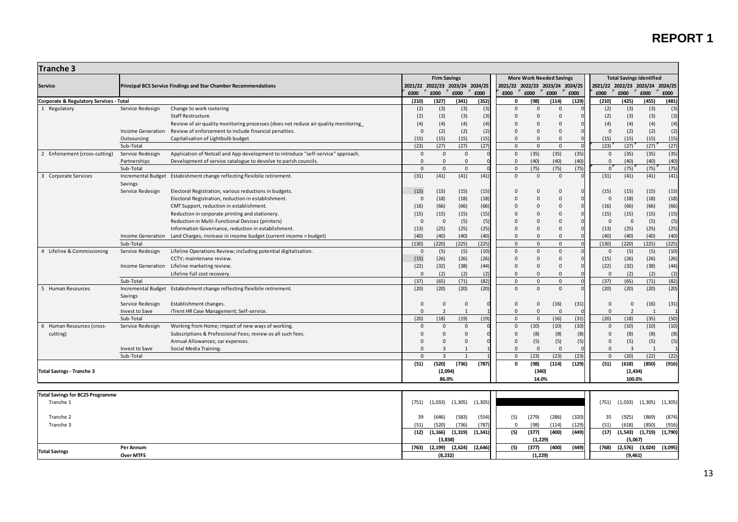# REPORT 1

## Tranche 3

| Service | Principal BC5 Service Findings and Star Chamber Recommendations | | Firm Savings | | | | More Work Needed Savings | | | | Total Savings Identified | | | |
|---|---|---|---|---|---|---|---|---|---|---|---|---|---|---|
| | | | 2021/22 £000 | 2022/23 £000 | 2023/24 £000 | 2024/25 £000 | 2021/22 £000 | 2022/23 £000 | 2023/24 £000 | 2024/25 £000 | 2021/22 £000 | 2022/23 £000 | 2023/24 £000 | 2024/25 £000 |
| **Corporate & Regulatory Services - Total** | | | (210) | (327) | (341) | (352) | 0 | (98) | (114) | (129) | (210) | (425) | (455) | (481) |
| 1 Regulatory | Service Redesign | Change to work rostering | (2) | (3) | (3) | (3) | 0 | 0 | 0 | 0 | (2) | (3) | (3) | (3) |
| | | Staff Restructure | (2) | (3) | (3) | (3) | 0 | 0 | 0 | 0 | (2) | (3) | (3) | (3) |
| | | Review of air quality monitoring processes (does not reduce air quality monitoring_ | (4) | (4) | (4) | (4) | 0 | 0 | 0 | 0 | (4) | (4) | (4) | (4) |
| | Income Generation | Review of enforcement to include financial penalties. | 0 | (2) | (2) | (2) | 0 | 0 | 0 | 0 | 0 | (2) | (2) | (2) |
| | Outsourcing | Capitalisation of Lightbulb budget | (15) | (15) | (15) | (15) | 0 | 0 | 0 | 0 | (15) | (15) | (15) | (15) |
| | Sub-Total | | (23) | (27) | (27) | (27) | 0 | 0 | 0 | 0 | (23) | (27) | (27) | (27) |
| 2 Enforcement (cross-cutting) | Service Redesign | Application of Netcall and App development to introduce "self-service" approach. | 0 | 0 | 0 | 0 | 0 | (35) | (35) | (35) | 0 | (35) | (35) | (35) |
| | Partnerships | Development of service catalogue to devolve to parish councils. | 0 | 0 | 0 | 0 | 0 | (40) | (40) | (40) | 0 | (40) | (40) | (40) |
| | Sub-Total | | 0 | 0 | 0 | 0 | 0 | (75) | (75) | (75) | 0 | (75) | (75) | (75) |
| 3 Corporate Services | Incremental Budget Savings | Estabishment change reflecting flexibile retirement. | (31) | (41) | (41) | (41) | 0 | 0 | 0 | 0 | (31) | (41) | (41) | (41) |
| | Service Redesign | Electoral Registration, various reductions in budgets. | (15) | (15) | (15) | (15) | 0 | 0 | 0 | 0 | (15) | (15) | (15) | (15) |
| | | Electoral Registration, reduction in establishment. | 0 | (18) | (18) | (18) | 0 | 0 | 0 | 0 | 0 | (18) | (18) | (18) |
| | | CMT Support, reduction in establishment. | (16) | (66) | (66) | (66) | 0 | 0 | 0 | 0 | (16) | (66) | (66) | (66) |
| | | Reduction in corporate printing and stationery. | (15) | (15) | (15) | (15) | 0 | 0 | 0 | 0 | (15) | (15) | (15) | (15) |
| | | Reduction in Multi-Functional Devices (printers) | 0 | 0 | (5) | (5) | 0 | 0 | 0 | 0 | 0 | 0 | (5) | (5) |
| | | Information Governance, reduction in establishment. | (13) | (25) | (25) | (25) | 0 | 0 | 0 | 0 | (13) | (25) | (25) | (25) |
| | Income Generation | Land Charges, increase in income budget (current income > budget) | (40) | (40) | (40) | (40) | 0 | 0 | 0 | 0 | (40) | (40) | (40) | (40) |
| | Sub-Total | | (130) | (220) | (225) | (225) | 0 | 0 | 0 | 0 | (130) | (220) | (225) | (225) |
| 4 Lifeline & Commissioning | Service Redesign | Lifeline Operations Review; including potential digitalisation. | 0 | (5) | (5) | (10) | 0 | 0 | 0 | 0 | 0 | (5) | (5) | (10) |
| | | CCTV; maintenane review. | (15) | (26) | (26) | (26) | 0 | 0 | 0 | 0 | (15) | (26) | (26) | (26) |
| | Income Generation | Lifeline marketing review. | (22) | (32) | (38) | (44) | 0 | 0 | 0 | 0 | (22) | (32) | (38) | (44) |
| | | Lifeline full cost recovery. | 0 | (2) | (2) | (2) | 0 | 0 | 0 | 0 | 0 | (2) | (2) | (2) |
| | Sub-Total | | (37) | (65) | (71) | (82) | 0 | 0 | 0 | 0 | (37) | (65) | (71) | (82) |
| 5 Human Resources | Incremental Budget Savings | Estabishment change reflecting flexibile retirement. | (20) | (20) | (20) | (20) | 0 | 0 | 0 | 0 | (20) | (20) | (20) | (20) |
| | Service Redesign | Establishment changes. | 0 | 0 | 0 | 0 | 0 | 0 | (16) | (31) | 0 | 0 | (16) | (31) |
| | Invest to Save | iTrent HR Case Management; Self-service. | 0 | 2 | 1 | 1 | 0 | 0 | 0 | 0 | 0 | 2 | 1 | 1 |
| | Sub-Total | | (20) | (18) | (19) | (19) | 0 | 0 | (16) | (31) | (20) | (18) | (35) | (50) |
| 6 Human Resources (cross-cutting) | Service Redesign | Working from Home; impact of new ways of working. | 0 | 0 | 0 | 0 | 0 | (10) | (10) | (10) | 0 | (10) | (10) | (10) |
| | | Subscriptions & Professional Fees; review os all such fees. | 0 | 0 | 0 | 0 | 0 | (8) | (8) | (8) | 0 | (8) | (8) | (8) |
| | | Annual Allowances; car expenses. | 0 | 0 | 0 | 0 | 0 | (5) | (5) | (5) | 0 | (5) | (5) | (5) |
| | Invest to Save | Social Media Training. | 0 | 3 | 1 | 1 | 0 | 0 | 0 | 0 | 0 | 3 | 1 | 1 |
| | Sub-Total | | 0 | 3 | 1 | 1 | 0 | (23) | (23) | (23) | 0 | (20) | (22) | (22) |
| **Total Savings - Tranche 3** | | | (51) | (520) | (736) | (787) | 0 | (98) | (114) | (129) | (51) | (618) | (850) | (916) |
| | | | | (2,094) | | | | (340) | | | | (2,434) | | |
| | | | | 86.0% | | | | 14.0% | | | | 100.0% | | |

| Total Savings for BC25 Programme | | Firm 2021/22 | Firm 2022/23 | Firm 2023/24 | Firm 2024/25 | MWN 2021/22 | MWN 2022/23 | MWN 2023/24 | MWN 2024/25 | Total 2021/22 | Total 2022/23 | Total 2023/24 | Total 2024/25 |
|---|---|---|---|---|---|---|---|---|---|---|---|---|---|
| Tranche 1 | | (751) | (1,033) | (1,305) | (1,305) | | | | | (751) | (1,033) | (1,305) | (1,305) |
| Tranche 2 | | 39 | (646) | (583) | (554) | (5) | (279) | (286) | (320) | 35 | (925) | (869) | (874) |
| Tranche 3 | | (51) | (520) | (736) | (787) | 0 | (98) | (114) | (129) | (51) | (618) | (850) | (916) |
| | | (12) | (1,166) | (1,319) | (1,341) | (5) | (377) | (400) | (449) | (17) | (1,543) | (1,719) | (1,790) |
| | | | (3,838) | | | | (1,229) | | | | (5,067) | | |
| Total Savings | Per Annum | (763) | (2,199) | (2,624) | (2,646) | (5) | (377) | (400) | (449) | (768) | (2,576) | (3,024) | (3,095) |
| | Over MTFS | | (8,232) | | | | (1,229) | | | | (9,461) | | |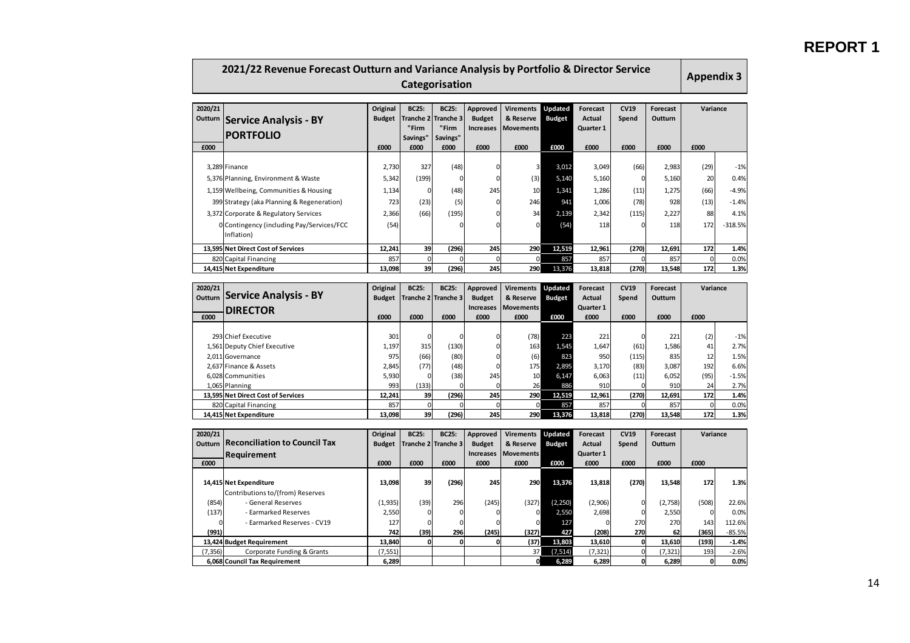**REPORT 1**

## 2021/22 Revenue Forecast Outturn and Variance Analysis by Portfolio & Director Service Categorisation

**Appendix 3**

| 2020/21 Outturn | Service Analysis - BY PORTFOLIO | Original Budget | BC25: Tranche 2 "Firm Savings" | BC25: Tranche 3 "Firm Savings" | Approved Budget Increases | Virements & Reserve Movements | Updated Budget | Forecast Actual Quarter 1 | CV19 Spend | Forecast Outturn | Variance | |
|---|---|---|---|---|---|---|---|---|---|---|---|---|
| £000 | | £000 | £000 | £000 | £000 | £000 | £000 | £000 | £000 | £000 | £000 | |
| 3,289 | Finance | 2,730 | 327 | (48) | 0 | 3 | 3,012 | 3,049 | (66) | 2,983 | (29) | -1% |
| 5,376 | Planning, Environment & Waste | 5,342 | (199) | 0 | 0 | (3) | 5,140 | 5,160 | 0 | 5,160 | 20 | 0.4% |
| 1,159 | Wellbeing, Communities & Housing | 1,134 | 0 | (48) | 245 | 10 | 1,341 | 1,286 | (11) | 1,275 | (66) | -4.9% |
| 399 | Strategy (aka Planning & Regeneration) | 723 | (23) | (5) | 0 | 246 | 941 | 1,006 | (78) | 928 | (13) | -1.4% |
| 3,372 | Corporate & Regulatory Services | 2,366 | (66) | (195) | 0 | 34 | 2,139 | 2,342 | (115) | 2,227 | 88 | 4.1% |
| 0 | Contingency (including Pay/Services/FCC Inflation) | (54) | | 0 | 0 | 0 | (54) | 118 | 0 | 118 | 172 | -318.5% |
| **13,595** | **Net Direct Cost of Services** | **12,241** | **39** | **(296)** | **245** | **290** | **12,519** | **12,961** | **(270)** | **12,691** | **172** | **1.4%** |
| 820 | Capital Financing | 857 | 0 | 0 | 0 | 0 | 857 | 857 | 0 | 857 | 0 | 0.0% |
| **14,415** | **Net Expenditure** | **13,098** | **39** | **(296)** | **245** | **290** | **13,376** | **13,818** | **(270)** | **13,548** | **172** | **1.3%** |

| 2020/21 Outturn | Service Analysis - BY DIRECTOR | Original Budget | BC25: Tranche 2 | BC25: Tranche 3 | Approved Budget Increases | Virements & Reserve Movements | Updated Budget | Forecast Actual Quarter 1 | CV19 Spend | Forecast Outturn | Variance | |
|---|---|---|---|---|---|---|---|---|---|---|---|---|
| £000 | | £000 | £000 | £000 | £000 | £000 | £000 | £000 | £000 | £000 | £000 | |
| 293 | Chief Executive | 301 | 0 | 0 | 0 | (78) | 223 | 221 | 0 | 221 | (2) | -1% |
| 1,561 | Deputy Chief Executive | 1,197 | 315 | (130) | 0 | 163 | 1,545 | 1,647 | (61) | 1,586 | 41 | 2.7% |
| 2,011 | Governance | 975 | (66) | (80) | 0 | (6) | 823 | 950 | (115) | 835 | 12 | 1.5% |
| 2,637 | Finance & Assets | 2,845 | (77) | (48) | 0 | 175 | 2,895 | 3,170 | (83) | 3,087 | 192 | 6.6% |
| 6,028 | Communities | 5,930 | 0 | (38) | 245 | 10 | 6,147 | 6,063 | (11) | 6,052 | (95) | -1.5% |
| 1,065 | Planning | 993 | (133) | 0 | 0 | 26 | 886 | 910 | 0 | 910 | 24 | 2.7% |
| **13,595** | **Net Direct Cost of Services** | **12,241** | **39** | **(296)** | **245** | **290** | **12,519** | **12,961** | **(270)** | **12,691** | **172** | **1.4%** |
| 820 | Capital Financing | 857 | 0 | 0 | 0 | 0 | 857 | 857 | 0 | 857 | 0 | 0.0% |
| **14,415** | **Net Expenditure** | **13,098** | **39** | **(296)** | **245** | **290** | **13,376** | **13,818** | **(270)** | **13,548** | **172** | **1.3%** |

| 2020/21 Outturn | Reconciliation to Council Tax Requirement | Original Budget | BC25: Tranche 2 | BC25: Tranche 3 | Approved Budget Increases | Virements & Reserve Movements | Updated Budget | Forecast Actual Quarter 1 | CV19 Spend | Forecast Outturn | Variance | |
|---|---|---|---|---|---|---|---|---|---|---|---|---|
| £000 | | £000 | £000 | £000 | £000 | £000 | £000 | £000 | £000 | £000 | £000 | |
| **14,415** | **Net Expenditure** | **13,098** | **39** | **(296)** | **245** | **290** | **13,376** | **13,818** | **(270)** | **13,548** | **172** | **1.3%** |
| | Contributions to/(from) Reserves | | | | | | | | | | | |
| (854) | - General Reserves | (1,935) | (39) | 296 | (245) | (327) | (2,250) | (2,906) | 0 | (2,758) | (508) | 22.6% |
| (137) | - Earmarked Reserves | 2,550 | 0 | 0 | 0 | 0 | 2,550 | 2,698 | 0 | 2,550 | 0 | 0.0% |
| 0 | - Earmarked Reserves - CV19 | 127 | 0 | 0 | 0 | 0 | 127 | 0 | 270 | 270 | 143 | 112.6% |
| **(991)** | | **742** | **(39)** | **296** | **(245)** | **(327)** | **427** | **(208)** | **270** | **62** | **(365)** | **-85.5%** |
| **13,424** | **Budget Requirement** | **13,840** | **0** | **0** | **0** | **(37)** | **13,803** | **13,610** | **0** | **13,610** | **(193)** | **-1.4%** |
| (7,356) | Corporate Funding & Grants | (7,551) | | | | 37 | (7,514) | (7,321) | 0 | (7,321) | 193 | -2.6% |
| **6,068** | **Council Tax Requirement** | **6,289** | | | | **0** | **6,289** | **6,289** | **0** | **6,289** | **0** | **0.0%** |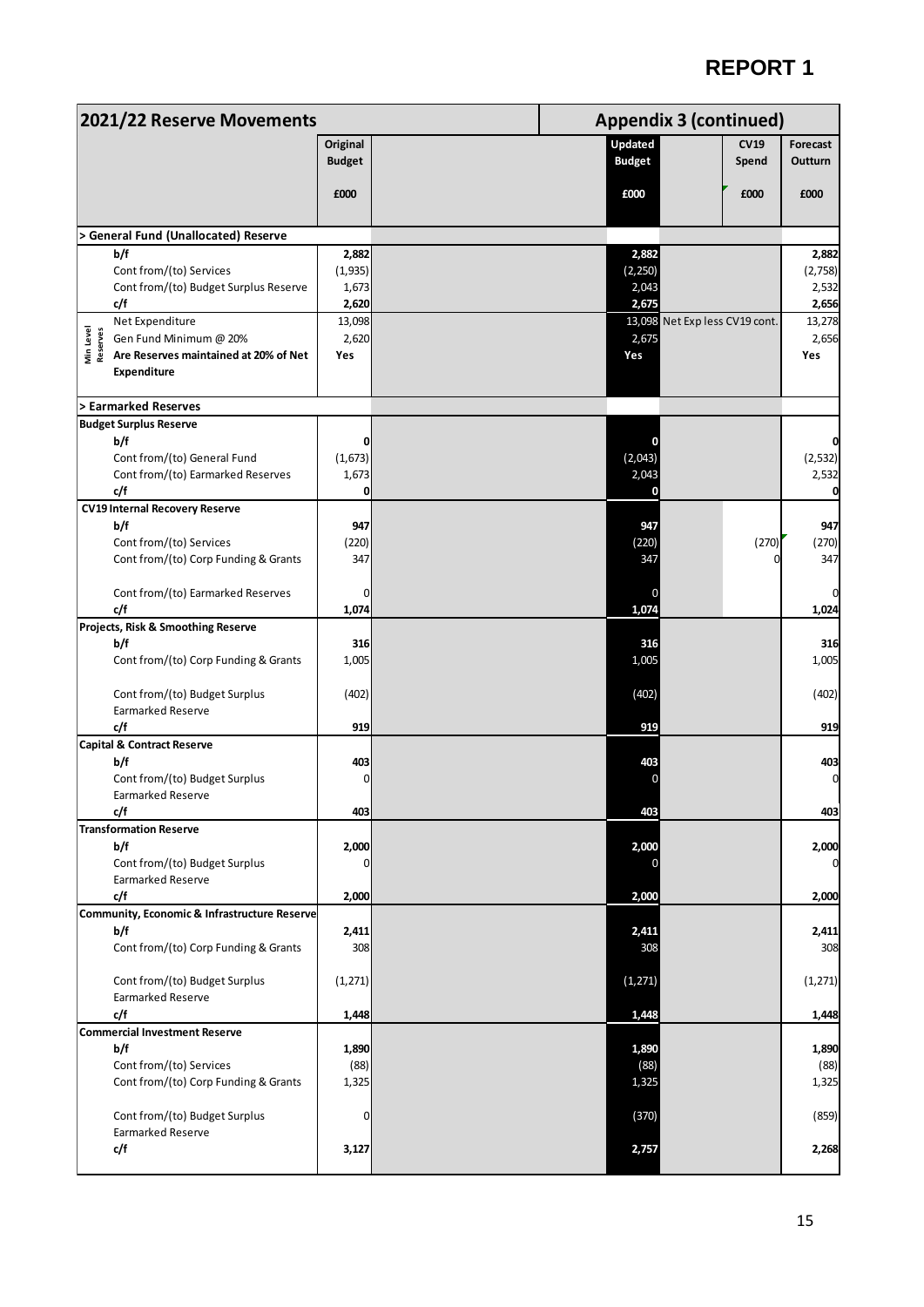# REPORT 1

| 2021/22 Reserve Movements | | Appendix 3 (continued) | | |
|---|---|---|---|---|
| | Original Budget | Updated Budget | CV19 Spend | Forecast Outturn |
| | £000 | £000 | £000 | £000 |
| **> General Fund (Unallocated) Reserve** | | | | |
| **b/f** | **2,882** | **2,882** | | **2,882** |
| Cont from/(to) Services | (1,935) | (2,250) | | (2,758) |
| Cont from/(to) Budget Surplus Reserve | 1,673 | 2,043 | | 2,532 |
| **c/f** | **2,620** | **2,675** | | **2,656** |
| Min Level Reserves: Net Expenditure | 13,098 | 13,098 | Net Exp less CV19 cont. | 13,278 |
| Min Level Reserves: Gen Fund Minimum @ 20% | 2,620 | 2,675 | | 2,656 |
| **Are Reserves maintained at 20% of Net Expenditure** | **Yes** | **Yes** | | **Yes** |
| **> Earmarked Reserves** | | | | |
| **Budget Surplus Reserve** | | | | |
| **b/f** | **0** | **0** | | **0** |
| Cont from/(to) General Fund | (1,673) | (2,043) | | (2,532) |
| Cont from/(to) Earmarked Reserves | 1,673 | 2,043 | | 2,532 |
| **c/f** | **0** | **0** | | **0** |
| **CV19 Internal Recovery Reserve** | | | | |
| **b/f** | **947** | **947** | | **947** |
| Cont from/(to) Services | (220) | (220) | (270) | (270) |
| Cont from/(to) Corp Funding & Grants | 347 | 347 | 0 | 347 |
| Cont from/(to) Earmarked Reserves | 0 | 0 | | 0 |
| **c/f** | **1,074** | **1,074** | | **1,024** |
| **Projects, Risk & Smoothing Reserve** | | | | |
| **b/f** | **316** | **316** | | **316** |
| Cont from/(to) Corp Funding & Grants | 1,005 | 1,005 | | 1,005 |
| Cont from/(to) Budget Surplus Earmarked Reserve | (402) | (402) | | (402) |
| **c/f** | **919** | **919** | | **919** |
| **Capital & Contract Reserve** | | | | |
| **b/f** | **403** | **403** | | **403** |
| Cont from/(to) Budget Surplus Earmarked Reserve | 0 | 0 | | 0 |
| **c/f** | **403** | **403** | | **403** |
| **Transformation Reserve** | | | | |
| **b/f** | **2,000** | **2,000** | | **2,000** |
| Cont from/(to) Budget Surplus Earmarked Reserve | 0 | 0 | | 0 |
| **c/f** | **2,000** | **2,000** | | **2,000** |
| **Community, Economic & Infrastructure Reserve** | | | | |
| **b/f** | **2,411** | **2,411** | | **2,411** |
| Cont from/(to) Corp Funding & Grants | 308 | 308 | | 308 |
| Cont from/(to) Budget Surplus Earmarked Reserve | (1,271) | (1,271) | | (1,271) |
| **c/f** | **1,448** | **1,448** | | **1,448** |
| **Commercial Investment Reserve** | | | | |
| **b/f** | **1,890** | **1,890** | | **1,890** |
| Cont from/(to) Services | (88) | (88) | | (88) |
| Cont from/(to) Corp Funding & Grants | 1,325 | 1,325 | | 1,325 |
| Cont from/(to) Budget Surplus Earmarked Reserve | 0 | (370) | | (859) |
| **c/f** | **3,127** | **2,757** | | **2,268** |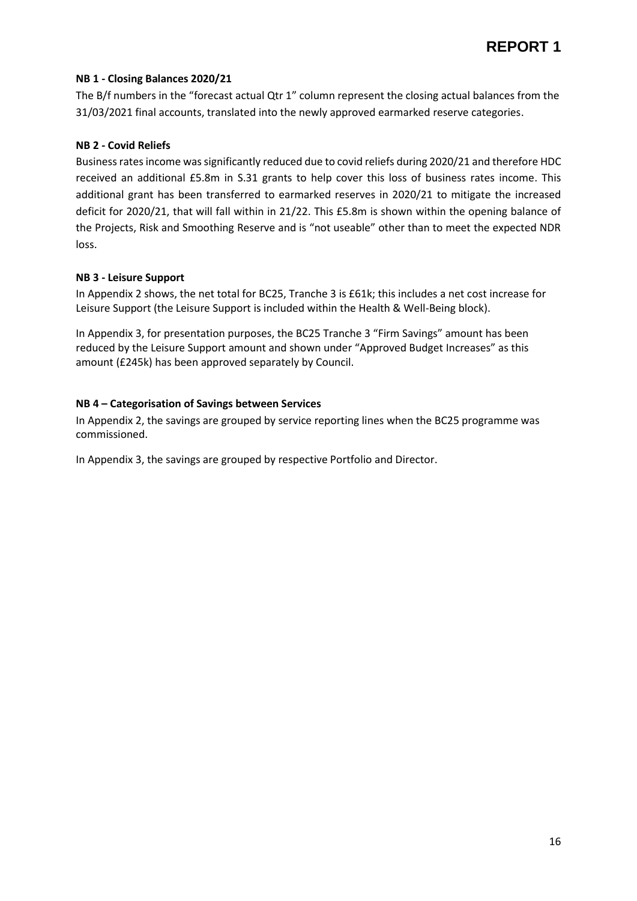# REPORT 1

**NB 1 - Closing Balances 2020/21**

The B/f numbers in the "forecast actual Qtr 1" column represent the closing actual balances from the 31/03/2021 final accounts, translated into the newly approved earmarked reserve categories.

**NB 2 - Covid Reliefs**

Business rates income was significantly reduced due to covid reliefs during 2020/21 and therefore HDC received an additional £5.8m in S.31 grants to help cover this loss of business rates income. This additional grant has been transferred to earmarked reserves in 2020/21 to mitigate the increased deficit for 2020/21, that will fall within in 21/22. This £5.8m is shown within the opening balance of the Projects, Risk and Smoothing Reserve and is "not useable" other than to meet the expected NDR loss.

**NB 3 - Leisure Support**

In Appendix 2 shows, the net total for BC25, Tranche 3 is £61k; this includes a net cost increase for Leisure Support (the Leisure Support is included within the Health & Well-Being block).

In Appendix 3, for presentation purposes, the BC25 Tranche 3 "Firm Savings" amount has been reduced by the Leisure Support amount and shown under "Approved Budget Increases" as this amount (£245k) has been approved separately by Council.

**NB 4 – Categorisation of Savings between Services**

In Appendix 2, the savings are grouped by service reporting lines when the BC25 programme was commissioned.

In Appendix 3, the savings are grouped by respective Portfolio and Director.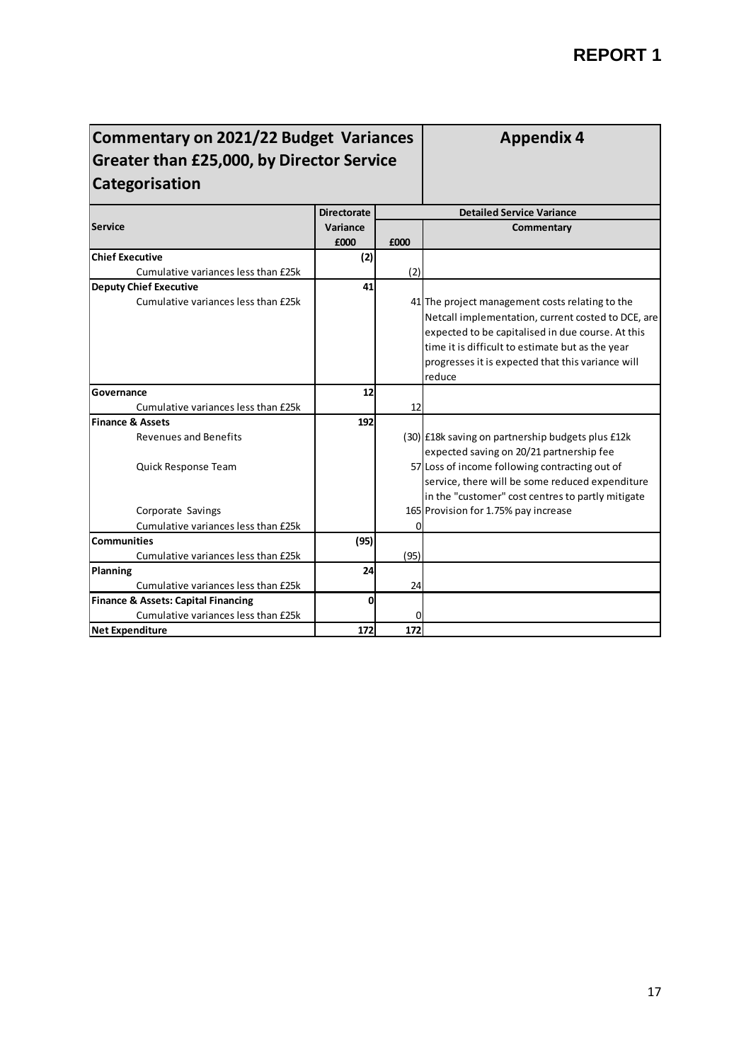# REPORT 1

## Commentary on 2021/22 Budget Variances Greater than £25,000, by Director Service Categorisation

## Appendix 4

| Service | Directorate Variance £000 | Detailed Service Variance £000 | Commentary |
|---|---|---|---|
| **Chief Executive** | **(2)** | | |
| Cumulative variances less than £25k | | (2) | |
| **Deputy Chief Executive** | **41** | | |
| Cumulative variances less than £25k | | 41 | The project management costs relating to the Netcall implementation, current costed to DCE, are expected to be capitalised in due course. At this time it is difficult to estimate but as the year progresses it is expected that this variance will reduce |
| **Governance** | **12** | | |
| Cumulative variances less than £25k | | 12 | |
| **Finance & Assets** | **192** | | |
| Revenues and Benefits | | (30) | £18k saving on partnership budgets plus £12k expected saving on 20/21 partnership fee |
| Quick Response Team | | 57 | Loss of income following contracting out of service, there will be some reduced expenditure in the "customer" cost centres to partly mitigate |
| Corporate Savings | | 165 | Provision for 1.75% pay increase |
| Cumulative variances less than £25k | | 0 | |
| **Communities** | **(95)** | | |
| Cumulative variances less than £25k | | (95) | |
| **Planning** | **24** | | |
| Cumulative variances less than £25k | | 24 | |
| **Finance & Assets: Capital Financing** | **0** | | |
| Cumulative variances less than £25k | | 0 | |
| **Net Expenditure** | **172** | **172** | |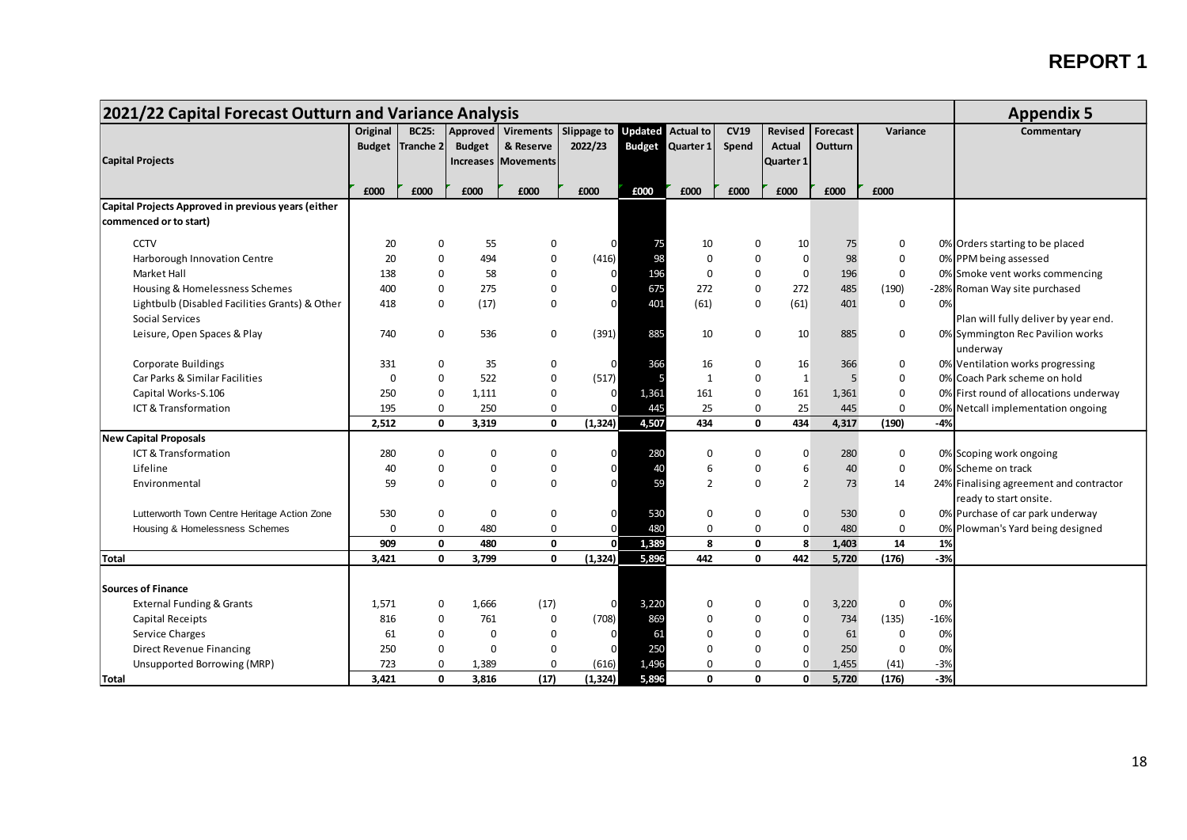**REPORT 1**

| 2021/22 Capital Forecast Outturn and Variance Analysis | | | | | | | | | | | | | Appendix 5 |
|---|---|---|---|---|---|---|---|---|---|---|---|---|---|
| Capital Projects | Original Budget | BC25: Tranche 2 | Approved Budget Increases | Virements & Reserve Movements | Slippage to 2022/23 | Updated Budget | Actual to Quarter 1 | CV19 Spend | Revised Actual Quarter 1 | Forecast Outturn | Variance | | Commentary |
| | £000 | £000 | £000 | £000 | £000 | £000 | £000 | £000 | £000 | £000 | £000 | | |
| **Capital Projects Approved in previous years (either commenced or to start)** | | | | | | | | | | | | | |
| CCTV | 20 | 0 | 55 | 0 | 0 | 75 | 10 | 0 | 10 | 75 | 0 | 0% | Orders starting to be placed |
| Harborough Innovation Centre | 20 | 0 | 494 | 0 | (416) | 98 | 0 | 0 | 0 | 98 | 0 | 0% | PPM being assessed |
| Market Hall | 138 | 0 | 58 | 0 | 0 | 196 | 0 | 0 | 0 | 196 | 0 | 0% | Smoke vent works commencing |
| Housing & Homelessness Schemes | 400 | 0 | 275 | 0 | 0 | 675 | 272 | 0 | 272 | 485 | (190) | -28% | Roman Way site purchased |
| Lightbulb (Disabled Facilities Grants) & Other Social Services | 418 | 0 | (17) | 0 | 0 | 401 | (61) | 0 | (61) | 401 | 0 | 0% | Plan will fully deliver by year end. |
| Leisure, Open Spaces & Play | 740 | 0 | 536 | 0 | (391) | 885 | 10 | 0 | 10 | 885 | 0 | 0% | Symmington Rec Pavilion works underway |
| Corporate Buildings | 331 | 0 | 35 | 0 | 0 | 366 | 16 | 0 | 16 | 366 | 0 | 0% | Ventilation works progressing |
| Car Parks & Similar Facilities | 0 | 0 | 522 | 0 | (517) | 5 | 1 | 0 | 1 | 5 | 0 | 0% | Coach Park scheme on hold |
| Capital Works-S.106 | 250 | 0 | 1,111 | 0 | 0 | 1,361 | 161 | 0 | 161 | 1,361 | 0 | 0% | First round of allocations underway |
| ICT & Transformation | 195 | 0 | 250 | 0 | 0 | 445 | 25 | 0 | 25 | 445 | 0 | 0% | Netcall implementation ongoing |
| | **2,512** | **0** | **3,319** | **0** | **(1,324)** | **4,507** | **434** | **0** | **434** | **4,317** | **(190)** | **-4%** | |
| **New Capital Proposals** | | | | | | | | | | | | | |
| ICT & Transformation | 280 | 0 | 0 | 0 | 0 | 280 | 0 | 0 | 0 | 280 | 0 | 0% | Scoping work ongoing |
| Lifeline | 40 | 0 | 0 | 0 | 0 | 40 | 6 | 0 | 6 | 40 | 0 | 0% | Scheme on track |
| Environmental | 59 | 0 | 0 | 0 | 0 | 59 | 2 | 0 | 2 | 73 | 14 | 24% | Finalising agreement and contractor ready to start onsite. |
| Lutterworth Town Centre Heritage Action Zone | 530 | 0 | 0 | 0 | 0 | 530 | 0 | 0 | 0 | 530 | 0 | 0% | Purchase of car park underway |
| Housing & Homelessness Schemes | 0 | 0 | 480 | 0 | 0 | 480 | 0 | 0 | 0 | 480 | 0 | 0% | Plowman's Yard being designed |
| | **909** | **0** | **480** | **0** | **0** | **1,389** | **8** | **0** | **8** | **1,403** | **14** | **1%** | |
| **Total** | **3,421** | **0** | **3,799** | **0** | **(1,324)** | **5,896** | **442** | **0** | **442** | **5,720** | **(176)** | **-3%** | |
| **Sources of Finance** | | | | | | | | | | | | | |
| External Funding & Grants | 1,571 | 0 | 1,666 | (17) | 0 | 3,220 | 0 | 0 | 0 | 3,220 | 0 | 0% | |
| Capital Receipts | 816 | 0 | 761 | 0 | (708) | 869 | 0 | 0 | 0 | 734 | (135) | -16% | |
| Service Charges | 61 | 0 | 0 | 0 | 0 | 61 | 0 | 0 | 0 | 61 | 0 | 0% | |
| Direct Revenue Financing | 250 | 0 | 0 | 0 | 0 | 250 | 0 | 0 | 0 | 250 | 0 | 0% | |
| Unsupported Borrowing (MRP) | 723 | 0 | 1,389 | 0 | (616) | 1,496 | 0 | 0 | 0 | 1,455 | (41) | -3% | |
| **Total** | **3,421** | **0** | **3,816** | **(17)** | **(1,324)** | **5,896** | **0** | **0** | **0** | **5,720** | **(176)** | **-3%** | |